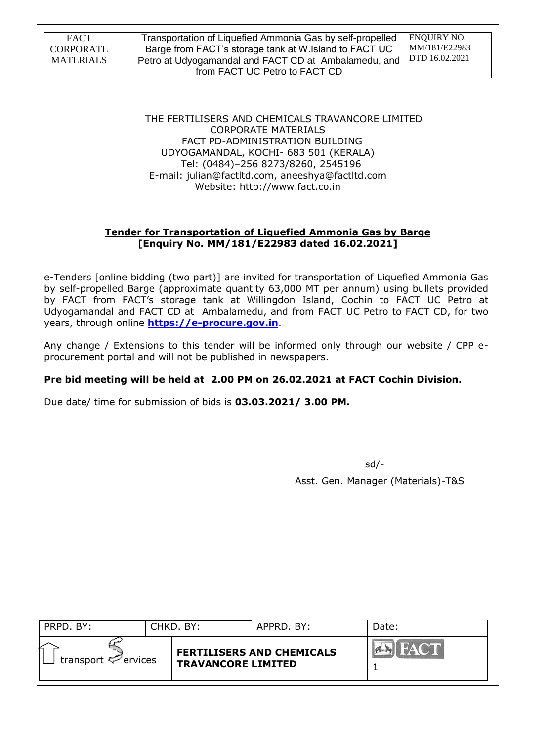THE FERTILISERS AND CHEMICALS TRAVANCORE LIMITED
CORPORATE MATERIALS
FACT PD-ADMINISTRATION BUILDING
UDYOGAMANDAL, KOCHI- 683 501 (KERALA)
Tel: (0484)–256 8273/8260, 2545196
E-mail: julian@factltd.com, aneeshya@factltd.com
Website: http://www.fact.co.in

## Tender for Transportation of Liquefied Ammonia Gas by Barge
**[Enquiry No. MM/181/E22983 dated 16.02.2021]**

e-Tenders [online bidding (two part)] are invited for transportation of Liquefied Ammonia Gas by self-propelled Barge (approximate quantity 63,000 MT per annum) using bullets provided by FACT from FACT's storage tank at Willingdon Island, Cochin to FACT UC Petro at Udyogamandal and FACT CD at Ambalamedu, and from FACT UC Petro to FACT CD, for two years, through online **https://e-procure.gov.in**.

Any change / Extensions to this tender will be informed only through our website / CPP e-procurement portal and will not be published in newspapers.

**Pre bid meeting will be held at 2.00 PM on 26.02.2021 at FACT Cochin Division.**

Due date/ time for submission of bids is **03.03.2021/ 3.00 PM.**

sd/-

Asst. Gen. Manager (Materials)-T&S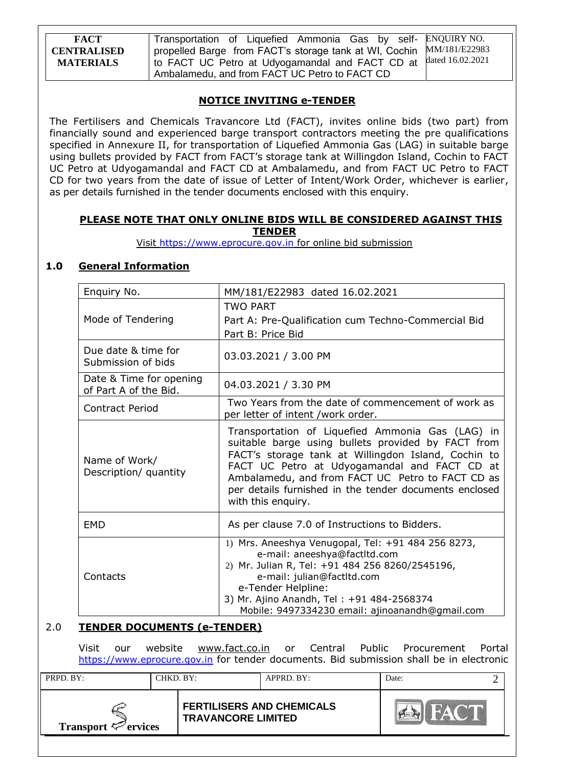## NOTICE INVITING e-TENDER

The Fertilisers and Chemicals Travancore Ltd (FACT), invites online bids (two part) from financially sound and experienced barge transport contractors meeting the pre qualifications specified in Annexure II, for transportation of Liquefied Ammonia Gas (LAG) in suitable barge using bullets provided by FACT from FACT's storage tank at Willingdon Island, Cochin to FACT UC Petro at Udyogamandal and FACT CD at Ambalamedu, and from FACT UC Petro to FACT CD for two years from the date of issue of Letter of Intent/Work Order, whichever is earlier, as per details furnished in the tender documents enclosed with this enquiry.

**PLEASE NOTE THAT ONLY ONLINE BIDS WILL BE CONSIDERED AGAINST THIS TENDER**

Visit https://www.eprocure.gov.in for online bid submission

### 1.0 General Information

| | |
|---|---|
| Enquiry No. | MM/181/E22983 dated 16.02.2021 |
| Mode of Tendering | TWO PART<br>Part A: Pre-Qualification cum Techno-Commercial Bid<br>Part B: Price Bid |
| Due date & time for Submission of bids | 03.03.2021 / 3.00 PM |
| Date & Time for opening of Part A of the Bid. | 04.03.2021 / 3.30 PM |
| Contract Period | Two Years from the date of commencement of work as per letter of intent /work order. |
| Name of Work/ Description/ quantity | Transportation of Liquefied Ammonia Gas (LAG) in suitable barge using bullets provided by FACT from FACT's storage tank at Willingdon Island, Cochin to FACT UC Petro at Udyogamandal and FACT CD at Ambalamedu, and from FACT UC Petro to FACT CD as per details furnished in the tender documents enclosed with this enquiry. |
| EMD | As per clause 7.0 of Instructions to Bidders. |
| Contacts | 1) Mrs. Aneeshya Venugopal, Tel: +91 484 256 8273, e-mail: aneeshya@factltd.com<br>2) Mr. Julian R, Tel: +91 484 256 8260/2545196, e-mail: julian@factltd.com<br>e-Tender Helpline:<br>3) Mr. Ajino Anandh, Tel : +91 484-2568374 Mobile: 9497334230 email: ajinoanandh@gmail.com |

### 2.0 TENDER DOCUMENTS (e-TENDER)

Visit our website www.fact.co.in or Central Public Procurement Portal https://www.eprocure.gov.in for tender documents. Bid submission shall be in electronic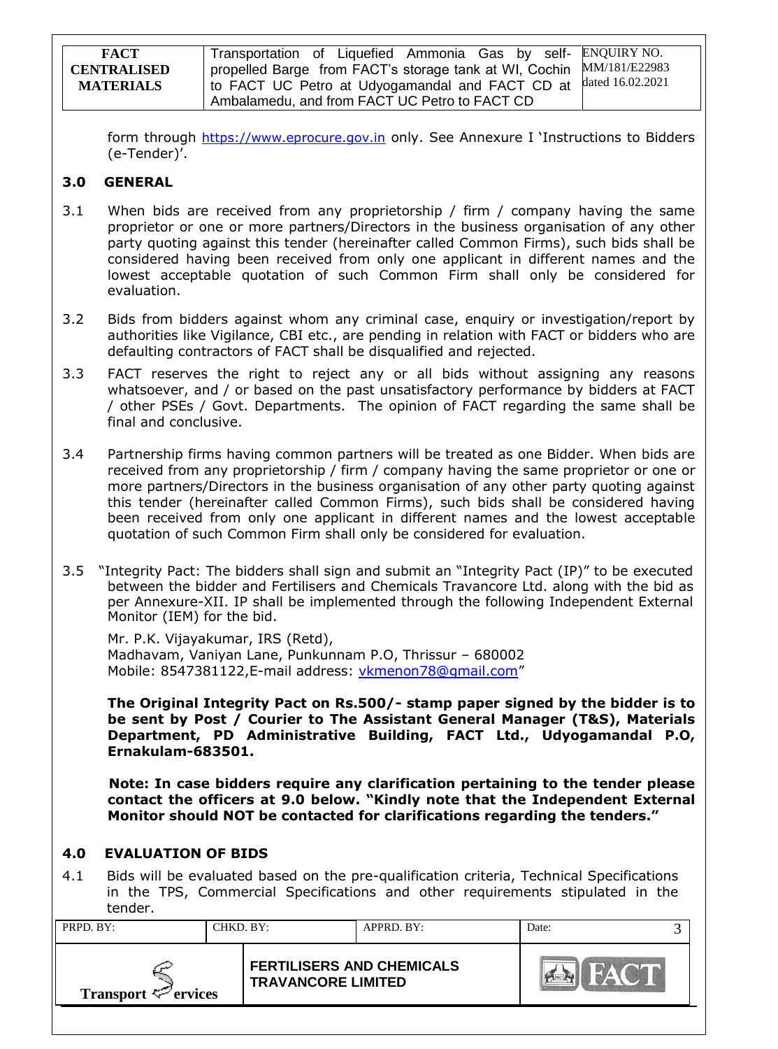form through https://www.eprocure.gov.in only. See Annexure I 'Instructions to Bidders (e-Tender)'.

## 3.0 GENERAL

3.1 When bids are received from any proprietorship / firm / company having the same proprietor or one or more partners/Directors in the business organisation of any other party quoting against this tender (hereinafter called Common Firms), such bids shall be considered having been received from only one applicant in different names and the lowest acceptable quotation of such Common Firm shall only be considered for evaluation.

3.2 Bids from bidders against whom any criminal case, enquiry or investigation/report by authorities like Vigilance, CBI etc., are pending in relation with FACT or bidders who are defaulting contractors of FACT shall be disqualified and rejected.

3.3 FACT reserves the right to reject any or all bids without assigning any reasons whatsoever, and / or based on the past unsatisfactory performance by bidders at FACT / other PSEs / Govt. Departments. The opinion of FACT regarding the same shall be final and conclusive.

3.4 Partnership firms having common partners will be treated as one Bidder. When bids are received from any proprietorship / firm / company having the same proprietor or one or more partners/Directors in the business organisation of any other party quoting against this tender (hereinafter called Common Firms), such bids shall be considered having been received from only one applicant in different names and the lowest acceptable quotation of such Common Firm shall only be considered for evaluation.

3.5 "Integrity Pact: The bidders shall sign and submit an "Integrity Pact (IP)" to be executed between the bidder and Fertilisers and Chemicals Travancore Ltd. along with the bid as per Annexure-XII. IP shall be implemented through the following Independent External Monitor (IEM) for the bid.

Mr. P.K. Vijayakumar, IRS (Retd),
Madhavam, Vaniyan Lane, Punkunnam P.O, Thrissur – 680002
Mobile: 8547381122,E-mail address: vkmenon78@gmail.com"

**The Original Integrity Pact on Rs.500/- stamp paper signed by the bidder is to be sent by Post / Courier to The Assistant General Manager (T&S), Materials Department, PD Administrative Building, FACT Ltd., Udyogamandal P.O, Ernakulam-683501.**

**Note: In case bidders require any clarification pertaining to the tender please contact the officers at 9.0 below. "Kindly note that the Independent External Monitor should NOT be contacted for clarifications regarding the tenders."**

## 4.0 EVALUATION OF BIDS

4.1 Bids will be evaluated based on the pre-qualification criteria, Technical Specifications in the TPS, Commercial Specifications and other requirements stipulated in the tender.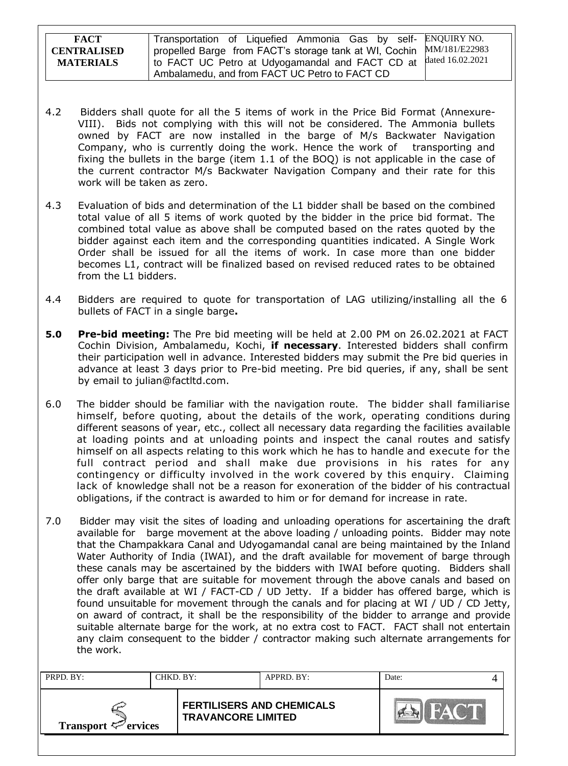4.2 Bidders shall quote for all the 5 items of work in the Price Bid Format (Annexure-VIII). Bids not complying with this will not be considered. The Ammonia bullets owned by FACT are now installed in the barge of M/s Backwater Navigation Company, who is currently doing the work. Hence the work of transporting and fixing the bullets in the barge (item 1.1 of the BOQ) is not applicable in the case of the current contractor M/s Backwater Navigation Company and their rate for this work will be taken as zero.

4.3 Evaluation of bids and determination of the L1 bidder shall be based on the combined total value of all 5 items of work quoted by the bidder in the price bid format. The combined total value as above shall be computed based on the rates quoted by the bidder against each item and the corresponding quantities indicated. A Single Work Order shall be issued for all the items of work. In case more than one bidder becomes L1, contract will be finalized based on revised reduced rates to be obtained from the L1 bidders.

4.4 Bidders are required to quote for transportation of LAG utilizing/installing all the 6 bullets of FACT in a single barge**.**

**5.0 Pre-bid meeting:** The Pre bid meeting will be held at 2.00 PM on 26.02.2021 at FACT Cochin Division, Ambalamedu, Kochi, **if necessary**. Interested bidders shall confirm their participation well in advance. Interested bidders may submit the Pre bid queries in advance at least 3 days prior to Pre-bid meeting. Pre bid queries, if any, shall be sent by email to julian@factltd.com.

6.0 The bidder should be familiar with the navigation route. The bidder shall familiarise himself, before quoting, about the details of the work, operating conditions during different seasons of year, etc., collect all necessary data regarding the facilities available at loading points and at unloading points and inspect the canal routes and satisfy himself on all aspects relating to this work which he has to handle and execute for the full contract period and shall make due provisions in his rates for any contingency or difficulty involved in the work covered by this enquiry. Claiming lack of knowledge shall not be a reason for exoneration of the bidder of his contractual obligations, if the contract is awarded to him or for demand for increase in rate.

7.0 Bidder may visit the sites of loading and unloading operations for ascertaining the draft available for barge movement at the above loading / unloading points. Bidder may note that the Champakkara Canal and Udyogamandal canal are being maintained by the Inland Water Authority of India (IWAI), and the draft available for movement of barge through these canals may be ascertained by the bidders with IWAI before quoting. Bidders shall offer only barge that are suitable for movement through the above canals and based on the draft available at WI / FACT-CD / UD Jetty. If a bidder has offered barge, which is found unsuitable for movement through the canals and for placing at WI / UD / CD Jetty, on award of contract, it shall be the responsibility of the bidder to arrange and provide suitable alternate barge for the work, at no extra cost to FACT. FACT shall not entertain any claim consequent to the bidder / contractor making such alternate arrangements for the work.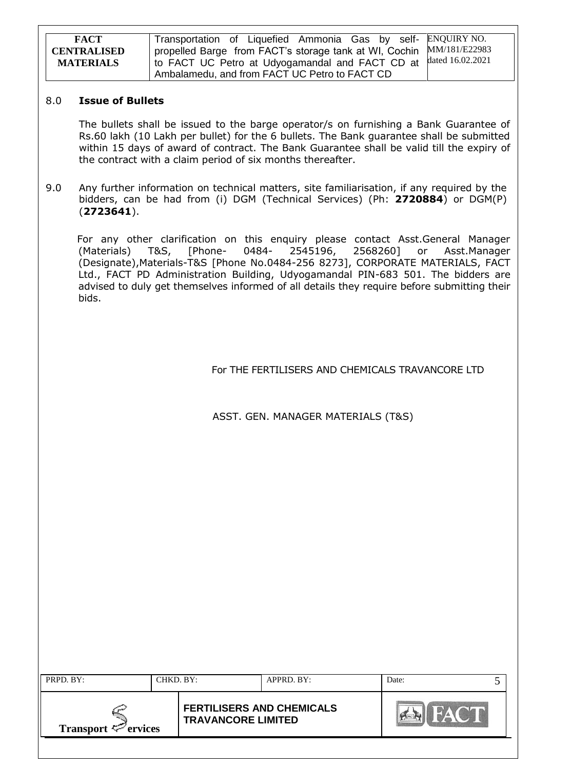## 8.0 **Issue of Bullets**

The bullets shall be issued to the barge operator/s on furnishing a Bank Guarantee of Rs.60 lakh (10 Lakh per bullet) for the 6 bullets. The Bank guarantee shall be submitted within 15 days of award of contract. The Bank Guarantee shall be valid till the expiry of the contract with a claim period of six months thereafter.

9.0 Any further information on technical matters, site familiarisation, if any required by the bidders, can be had from (i) DGM (Technical Services) (Ph: **2720884**) or DGM(P) (**2723641**).

For any other clarification on this enquiry please contact Asst.General Manager (Materials) T&S, [Phone- 0484- 2545196, 2568260] or Asst.Manager (Designate),Materials-T&S [Phone No.0484-256 8273], CORPORATE MATERIALS, FACT Ltd., FACT PD Administration Building, Udyogamandal PIN-683 501. The bidders are advised to duly get themselves informed of all details they require before submitting their bids.

For THE FERTILISERS AND CHEMICALS TRAVANCORE LTD

ASST. GEN. MANAGER MATERIALS (T&S)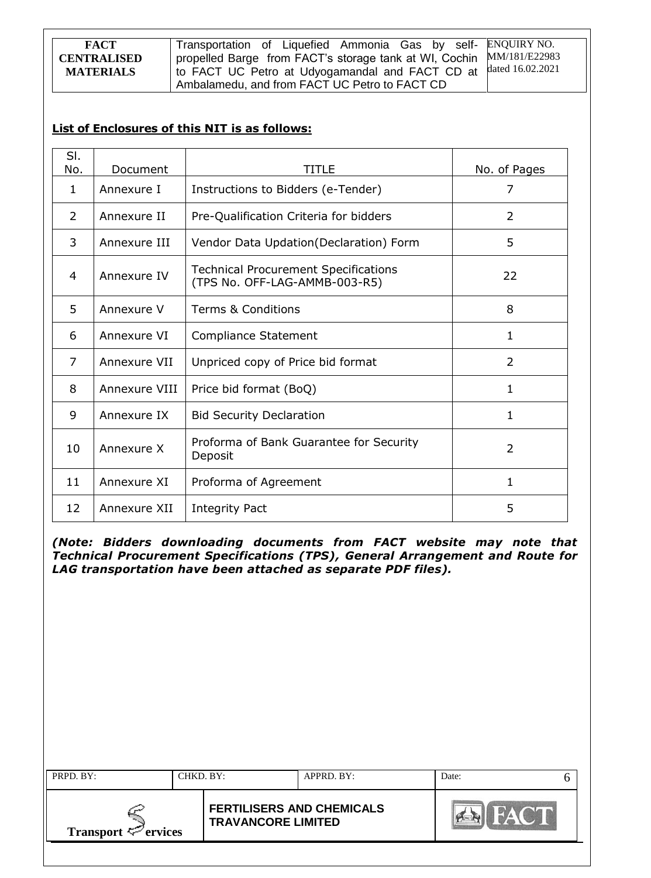**List of Enclosures of this NIT is as follows:**

| Sl. No. | Document | TITLE | No. of Pages |
|---|---|---|---|
| 1 | Annexure I | Instructions to Bidders (e-Tender) | 7 |
| 2 | Annexure II | Pre-Qualification Criteria for bidders | 2 |
| 3 | Annexure III | Vendor Data Updation(Declaration) Form | 5 |
| 4 | Annexure IV | Technical Procurement Specifications (TPS No. OFF-LAG-AMMB-003-R5) | 22 |
| 5 | Annexure V | Terms & Conditions | 8 |
| 6 | Annexure VI | Compliance Statement | 1 |
| 7 | Annexure VII | Unpriced copy of Price bid format | 2 |
| 8 | Annexure VIII | Price bid format (BoQ) | 1 |
| 9 | Annexure IX | Bid Security Declaration | 1 |
| 10 | Annexure X | Proforma of Bank Guarantee for Security Deposit | 2 |
| 11 | Annexure XI | Proforma of Agreement | 1 |
| 12 | Annexure XII | Integrity Pact | 5 |

***(Note: Bidders downloading documents from FACT website may note that Technical Procurement Specifications (TPS), General Arrangement and Route for LAG transportation have been attached as separate PDF files).***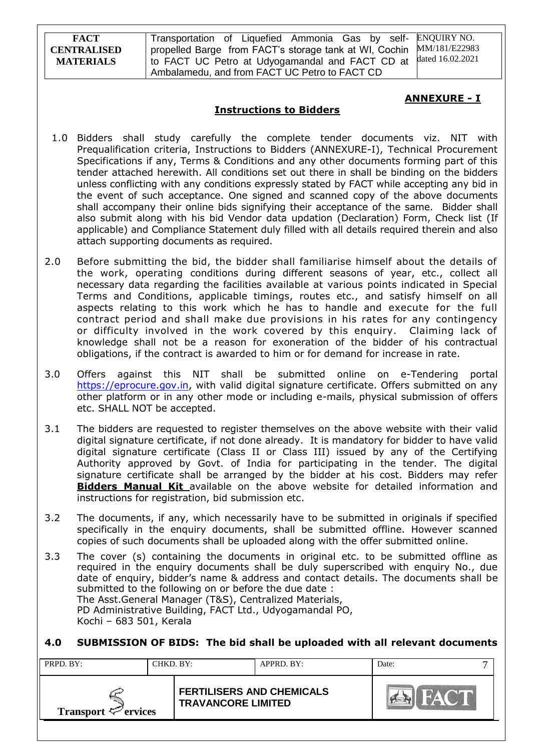## ANNEXURE - I

### Instructions to Bidders

1.0 Bidders shall study carefully the complete tender documents viz. NIT with Prequalification criteria, Instructions to Bidders (ANNEXURE-I), Technical Procurement Specifications if any, Terms & Conditions and any other documents forming part of this tender attached herewith. All conditions set out there in shall be binding on the bidders unless conflicting with any conditions expressly stated by FACT while accepting any bid in the event of such acceptance. One signed and scanned copy of the above documents shall accompany their online bids signifying their acceptance of the same. Bidder shall also submit along with his bid Vendor data updation (Declaration) Form, Check list (If applicable) and Compliance Statement duly filled with all details required therein and also attach supporting documents as required.

2.0 Before submitting the bid, the bidder shall familiarise himself about the details of the work, operating conditions during different seasons of year, etc., collect all necessary data regarding the facilities available at various points indicated in Special Terms and Conditions, applicable timings, routes etc., and satisfy himself on all aspects relating to this work which he has to handle and execute for the full contract period and shall make due provisions in his rates for any contingency or difficulty involved in the work covered by this enquiry. Claiming lack of knowledge shall not be a reason for exoneration of the bidder of his contractual obligations, if the contract is awarded to him or for demand for increase in rate.

3.0 Offers against this NIT shall be submitted online on e-Tendering portal https://eprocure.gov.in, with valid digital signature certificate. Offers submitted on any other platform or in any other mode or including e-mails, physical submission of offers etc. SHALL NOT be accepted.

3.1 The bidders are requested to register themselves on the above website with their valid digital signature certificate, if not done already. It is mandatory for bidder to have valid digital signature certificate (Class II or Class III) issued by any of the Certifying Authority approved by Govt. of India for participating in the tender. The digital signature certificate shall be arranged by the bidder at his cost. Bidders may refer **Bidders Manual Kit** available on the above website for detailed information and instructions for registration, bid submission etc.

3.2 The documents, if any, which necessarily have to be submitted in originals if specified specifically in the enquiry documents, shall be submitted offline. However scanned copies of such documents shall be uploaded along with the offer submitted online.

3.3 The cover (s) containing the documents in original etc. to be submitted offline as required in the enquiry documents shall be duly superscribed with enquiry No., due date of enquiry, bidder's name & address and contact details. The documents shall be submitted to the following on or before the due date :
The Asst.General Manager (T&S), Centralized Materials,
PD Administrative Building, FACT Ltd., Udyogamandal PO,
Kochi – 683 501, Kerala

**4.0 SUBMISSION OF BIDS: The bid shall be uploaded with all relevant documents**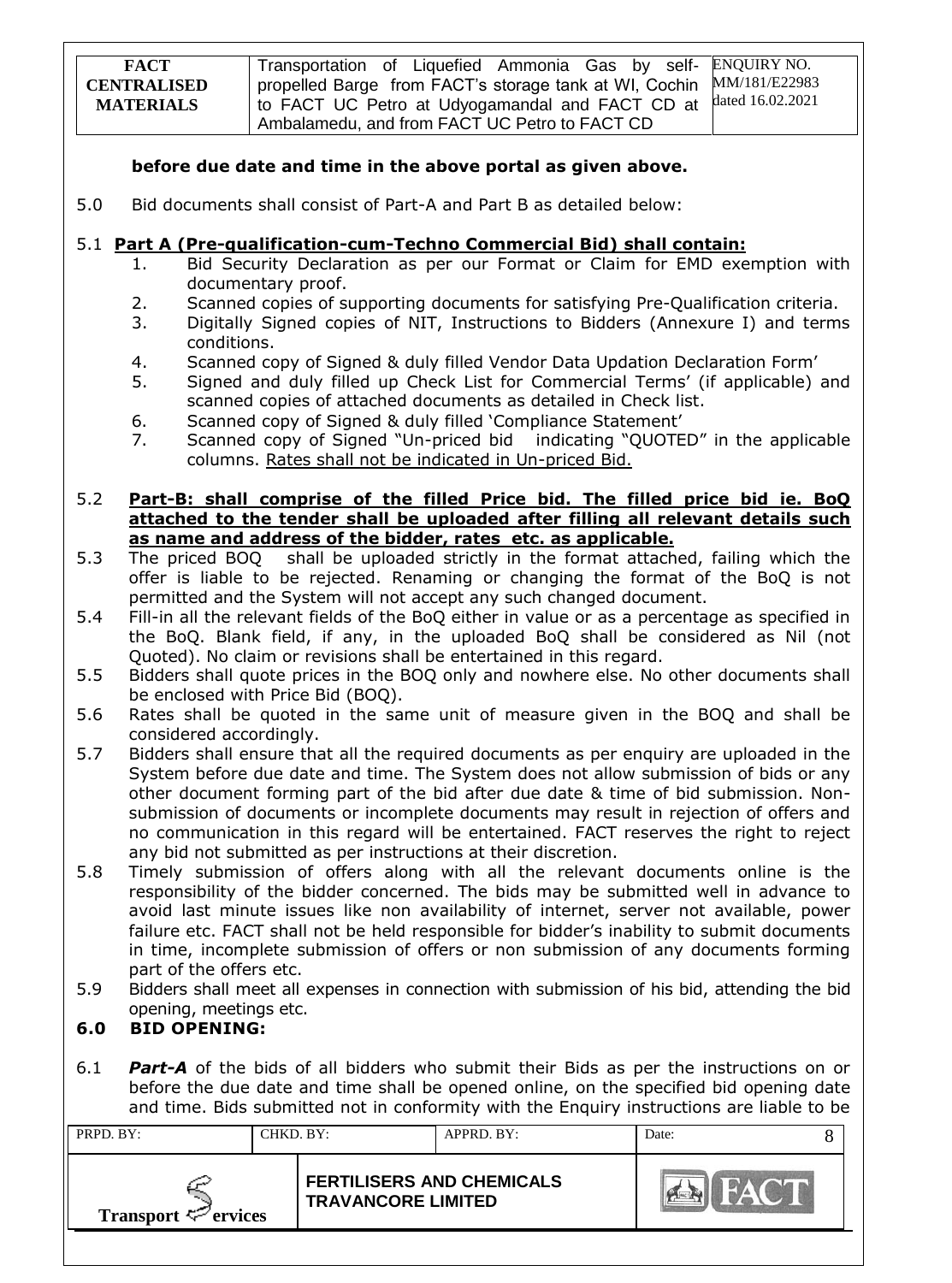**before due date and time in the above portal as given above.**

5.0 Bid documents shall consist of Part-A and Part B as detailed below:

5.1 **Part A (Pre-qualification-cum-Techno Commercial Bid) shall contain:**

1. Bid Security Declaration as per our Format or Claim for EMD exemption with documentary proof.
2. Scanned copies of supporting documents for satisfying Pre-Qualification criteria.
3. Digitally Signed copies of NIT, Instructions to Bidders (Annexure I) and terms conditions.
4. Scanned copy of Signed & duly filled Vendor Data Updation Declaration Form'
5. Signed and duly filled up Check List for Commercial Terms' (if applicable) and scanned copies of attached documents as detailed in Check list.
6. Scanned copy of Signed & duly filled 'Compliance Statement'
7. Scanned copy of Signed "Un-priced bid indicating "QUOTED" in the applicable columns. Rates shall not be indicated in Un-priced Bid.

5.2 **Part-B: shall comprise of the filled Price bid. The filled price bid ie. BoQ attached to the tender shall be uploaded after filling all relevant details such as name and address of the bidder, rates etc. as applicable.**

5.3 The priced BOQ shall be uploaded strictly in the format attached, failing which the offer is liable to be rejected. Renaming or changing the format of the BoQ is not permitted and the System will not accept any such changed document.

5.4 Fill-in all the relevant fields of the BoQ either in value or as a percentage as specified in the BoQ. Blank field, if any, in the uploaded BoQ shall be considered as Nil (not Quoted). No claim or revisions shall be entertained in this regard.

5.5 Bidders shall quote prices in the BOQ only and nowhere else. No other documents shall be enclosed with Price Bid (BOQ).

5.6 Rates shall be quoted in the same unit of measure given in the BOQ and shall be considered accordingly.

5.7 Bidders shall ensure that all the required documents as per enquiry are uploaded in the System before due date and time. The System does not allow submission of bids or any other document forming part of the bid after due date & time of bid submission. Non-submission of documents or incomplete documents may result in rejection of offers and no communication in this regard will be entertained. FACT reserves the right to reject any bid not submitted as per instructions at their discretion.

5.8 Timely submission of offers along with all the relevant documents online is the responsibility of the bidder concerned. The bids may be submitted well in advance to avoid last minute issues like non availability of internet, server not available, power failure etc. FACT shall not be held responsible for bidder's inability to submit documents in time, incomplete submission of offers or non submission of any documents forming part of the offers etc.

5.9 Bidders shall meet all expenses in connection with submission of his bid, attending the bid opening, meetings etc.

## 6.0 BID OPENING:

6.1 ***Part-A*** of the bids of all bidders who submit their Bids as per the instructions on or before the due date and time shall be opened online, on the specified bid opening date and time. Bids submitted not in conformity with the Enquiry instructions are liable to be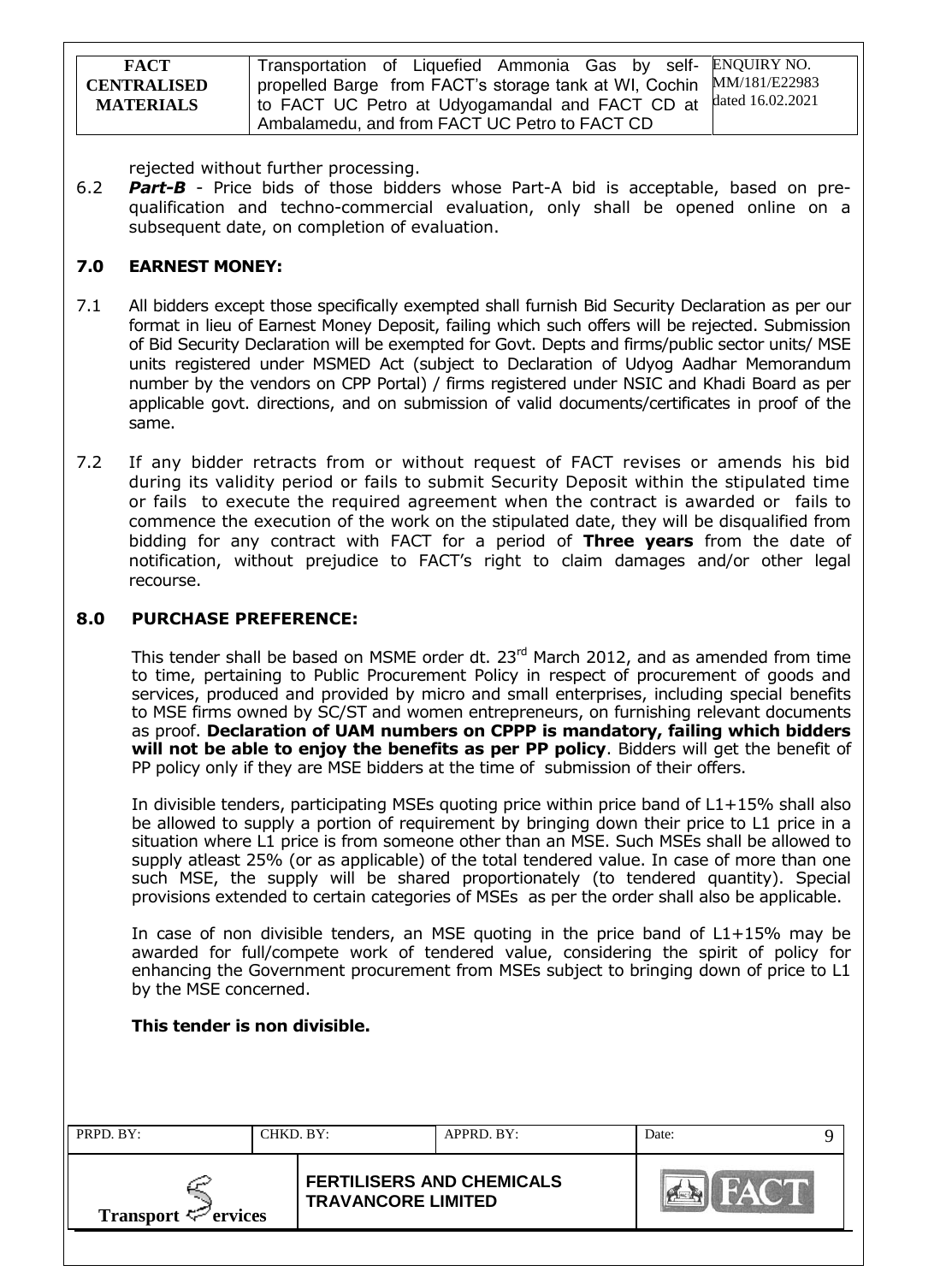rejected without further processing.

6.2 ***Part-B*** - Price bids of those bidders whose Part-A bid is acceptable, based on pre-qualification and techno-commercial evaluation, only shall be opened online on a subsequent date, on completion of evaluation.

## 7.0 EARNEST MONEY:

7.1 All bidders except those specifically exempted shall furnish Bid Security Declaration as per our format in lieu of Earnest Money Deposit, failing which such offers will be rejected. Submission of Bid Security Declaration will be exempted for Govt. Depts and firms/public sector units/ MSE units registered under MSMED Act (subject to Declaration of Udyog Aadhar Memorandum number by the vendors on CPP Portal) / firms registered under NSIC and Khadi Board as per applicable govt. directions, and on submission of valid documents/certificates in proof of the same.

7.2 If any bidder retracts from or without request of FACT revises or amends his bid during its validity period or fails to submit Security Deposit within the stipulated time or fails to execute the required agreement when the contract is awarded or fails to commence the execution of the work on the stipulated date, they will be disqualified from bidding for any contract with FACT for a period of **Three years** from the date of notification, without prejudice to FACT's right to claim damages and/or other legal recourse.

## 8.0 PURCHASE PREFERENCE:

This tender shall be based on MSME order dt. 23rd March 2012, and as amended from time to time, pertaining to Public Procurement Policy in respect of procurement of goods and services, produced and provided by micro and small enterprises, including special benefits to MSE firms owned by SC/ST and women entrepreneurs, on furnishing relevant documents as proof. **Declaration of UAM numbers on CPPP is mandatory, failing which bidders will not be able to enjoy the benefits as per PP policy**. Bidders will get the benefit of PP policy only if they are MSE bidders at the time of submission of their offers.

In divisible tenders, participating MSEs quoting price within price band of L1+15% shall also be allowed to supply a portion of requirement by bringing down their price to L1 price in a situation where L1 price is from someone other than an MSE. Such MSEs shall be allowed to supply atleast 25% (or as applicable) of the total tendered value. In case of more than one such MSE, the supply will be shared proportionately (to tendered quantity). Special provisions extended to certain categories of MSEs as per the order shall also be applicable.

In case of non divisible tenders, an MSE quoting in the price band of L1+15% may be awarded for full/compete work of tendered value, considering the spirit of policy for enhancing the Government procurement from MSEs subject to bringing down of price to L1 by the MSE concerned.

**This tender is non divisible.**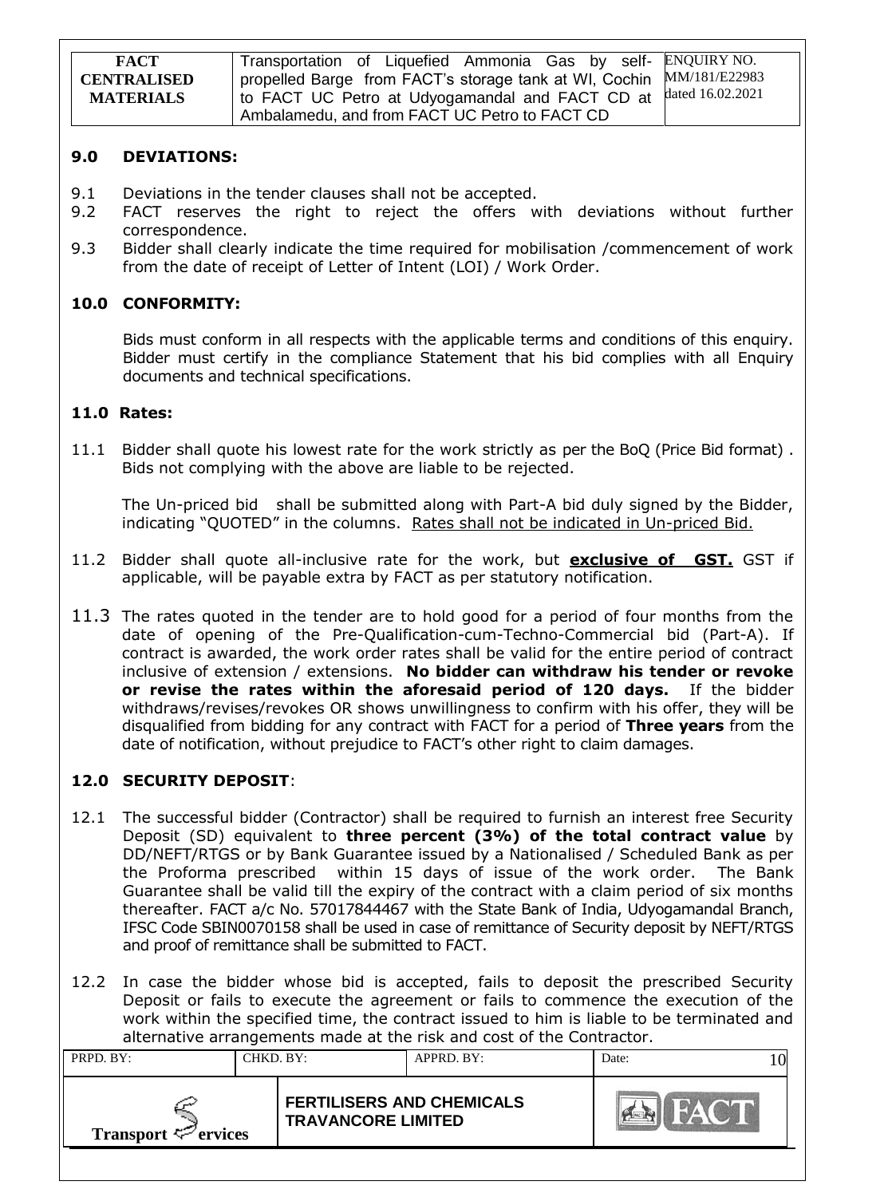## 9.0 DEVIATIONS:

9.1 Deviations in the tender clauses shall not be accepted.

9.2 FACT reserves the right to reject the offers with deviations without further correspondence.

9.3 Bidder shall clearly indicate the time required for mobilisation /commencement of work from the date of receipt of Letter of Intent (LOI) / Work Order.

## 10.0 CONFORMITY:

Bids must conform in all respects with the applicable terms and conditions of this enquiry. Bidder must certify in the compliance Statement that his bid complies with all Enquiry documents and technical specifications.

## 11.0 Rates:

11.1 Bidder shall quote his lowest rate for the work strictly as per the BoQ (Price Bid format) . Bids not complying with the above are liable to be rejected.

The Un-priced bid shall be submitted along with Part-A bid duly signed by the Bidder, indicating "QUOTED" in the columns. Rates shall not be indicated in Un-priced Bid.

11.2 Bidder shall quote all-inclusive rate for the work, but **exclusive of GST.** GST if applicable, will be payable extra by FACT as per statutory notification.

11.3 The rates quoted in the tender are to hold good for a period of four months from the date of opening of the Pre-Qualification-cum-Techno-Commercial bid (Part-A). If contract is awarded, the work order rates shall be valid for the entire period of contract inclusive of extension / extensions. **No bidder can withdraw his tender or revoke or revise the rates within the aforesaid period of 120 days.** If the bidder withdraws/revises/revokes OR shows unwillingness to confirm with his offer, they will be disqualified from bidding for any contract with FACT for a period of **Three years** from the date of notification, without prejudice to FACT's other right to claim damages.

## 12.0 SECURITY DEPOSIT:

12.1 The successful bidder (Contractor) shall be required to furnish an interest free Security Deposit (SD) equivalent to **three percent (3%) of the total contract value** by DD/NEFT/RTGS or by Bank Guarantee issued by a Nationalised / Scheduled Bank as per the Proforma prescribed within 15 days of issue of the work order. The Bank Guarantee shall be valid till the expiry of the contract with a claim period of six months thereafter. FACT a/c No. 57017844467 with the State Bank of India, Udyogamandal Branch, IFSC Code SBIN0070158 shall be used in case of remittance of Security deposit by NEFT/RTGS and proof of remittance shall be submitted to FACT.

12.2 In case the bidder whose bid is accepted, fails to deposit the prescribed Security Deposit or fails to execute the agreement or fails to commence the execution of the work within the specified time, the contract issued to him is liable to be terminated and alternative arrangements made at the risk and cost of the Contractor.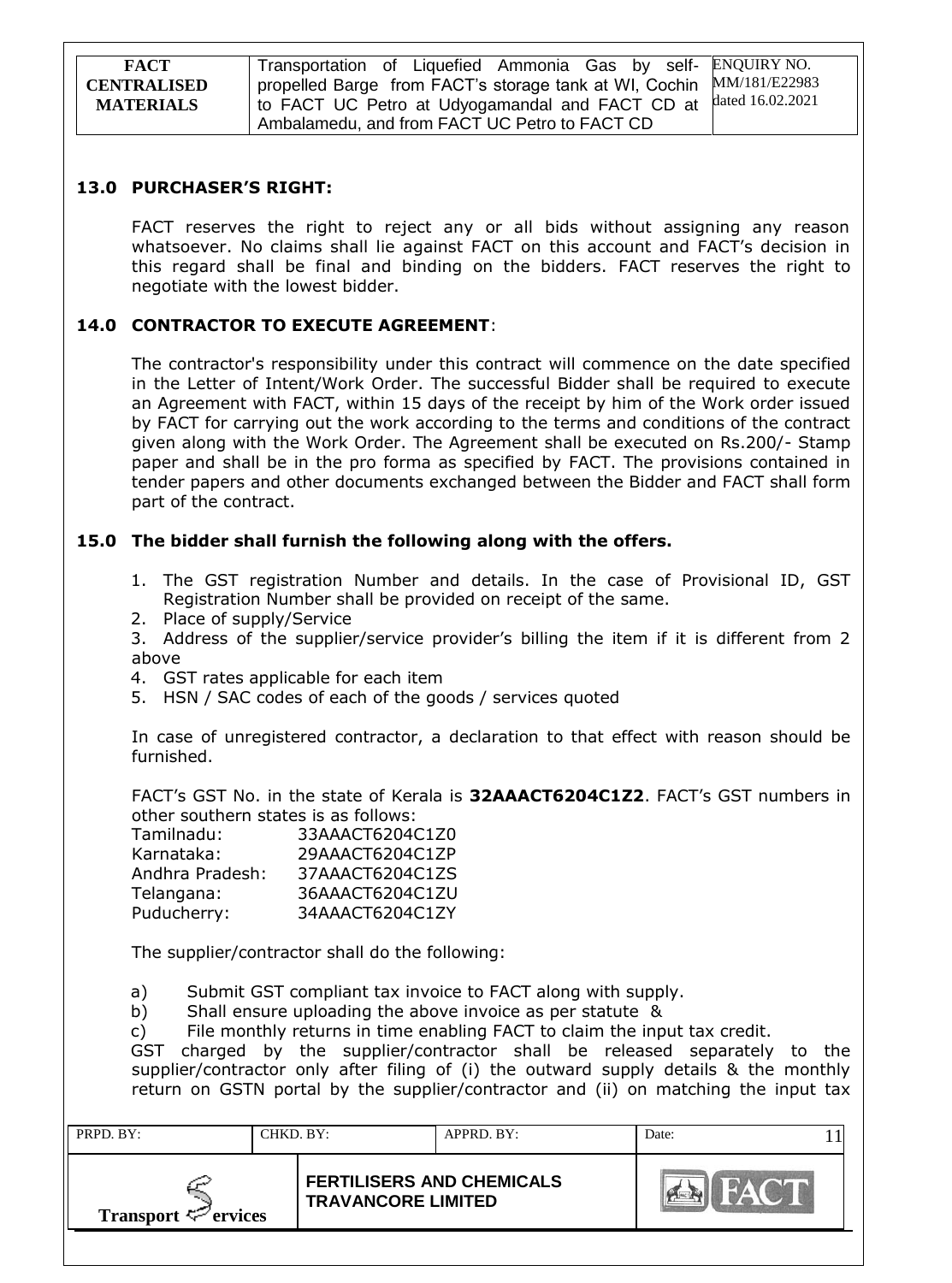## 13.0 PURCHASER'S RIGHT:

FACT reserves the right to reject any or all bids without assigning any reason whatsoever. No claims shall lie against FACT on this account and FACT's decision in this regard shall be final and binding on the bidders. FACT reserves the right to negotiate with the lowest bidder.

## 14.0 CONTRACTOR TO EXECUTE AGREEMENT:

The contractor's responsibility under this contract will commence on the date specified in the Letter of Intent/Work Order. The successful Bidder shall be required to execute an Agreement with FACT, within 15 days of the receipt by him of the Work order issued by FACT for carrying out the work according to the terms and conditions of the contract given along with the Work Order. The Agreement shall be executed on Rs.200/- Stamp paper and shall be in the pro forma as specified by FACT. The provisions contained in tender papers and other documents exchanged between the Bidder and FACT shall form part of the contract.

## 15.0 The bidder shall furnish the following along with the offers.

1. The GST registration Number and details. In the case of Provisional ID, GST Registration Number shall be provided on receipt of the same.
2. Place of supply/Service
3. Address of the supplier/service provider's billing the item if it is different from 2 above
4. GST rates applicable for each item
5. HSN / SAC codes of each of the goods / services quoted

In case of unregistered contractor, a declaration to that effect with reason should be furnished.

FACT's GST No. in the state of Kerala is **32AAACT6204C1Z2**. FACT's GST numbers in other southern states is as follows:

Tamilnadu: 33AAACT6204C1Z0
Karnataka: 29AAACT6204C1ZP
Andhra Pradesh: 37AAACT6204C1ZS
Telangana: 36AAACT6204C1ZU
Puducherry: 34AAACT6204C1ZY

The supplier/contractor shall do the following:

a) Submit GST compliant tax invoice to FACT along with supply.
b) Shall ensure uploading the above invoice as per statute &
c) File monthly returns in time enabling FACT to claim the input tax credit.

GST charged by the supplier/contractor shall be released separately to the supplier/contractor only after filing of (i) the outward supply details & the monthly return on GSTN portal by the supplier/contractor and (ii) on matching the input tax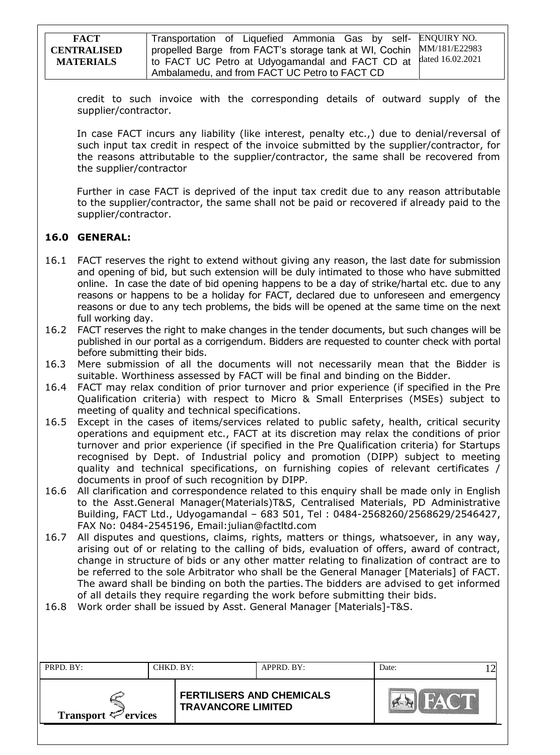credit to such invoice with the corresponding details of outward supply of the supplier/contractor.

In case FACT incurs any liability (like interest, penalty etc.,) due to denial/reversal of such input tax credit in respect of the invoice submitted by the supplier/contractor, for the reasons attributable to the supplier/contractor, the same shall be recovered from the supplier/contractor

Further in case FACT is deprived of the input tax credit due to any reason attributable to the supplier/contractor, the same shall not be paid or recovered if already paid to the supplier/contractor.

## 16.0 GENERAL:

16.1 FACT reserves the right to extend without giving any reason, the last date for submission and opening of bid, but such extension will be duly intimated to those who have submitted online. In case the date of bid opening happens to be a day of strike/hartal etc. due to any reasons or happens to be a holiday for FACT, declared due to unforeseen and emergency reasons or due to any tech problems, the bids will be opened at the same time on the next full working day.

16.2 FACT reserves the right to make changes in the tender documents, but such changes will be published in our portal as a corrigendum. Bidders are requested to counter check with portal before submitting their bids.

16.3 Mere submission of all the documents will not necessarily mean that the Bidder is suitable. Worthiness assessed by FACT will be final and binding on the Bidder.

16.4 FACT may relax condition of prior turnover and prior experience (if specified in the Pre Qualification criteria) with respect to Micro & Small Enterprises (MSEs) subject to meeting of quality and technical specifications.

16.5 Except in the cases of items/services related to public safety, health, critical security operations and equipment etc., FACT at its discretion may relax the conditions of prior turnover and prior experience (if specified in the Pre Qualification criteria) for Startups recognised by Dept. of Industrial policy and promotion (DIPP) subject to meeting quality and technical specifications, on furnishing copies of relevant certificates / documents in proof of such recognition by DIPP.

16.6 All clarification and correspondence related to this enquiry shall be made only in English to the Asst.General Manager(Materials)T&S, Centralised Materials, PD Administrative Building, FACT Ltd., Udyogamandal – 683 501, Tel : 0484-2568260/2568629/2546427, FAX No: 0484-2545196, Email:julian@factltd.com

16.7 All disputes and questions, claims, rights, matters or things, whatsoever, in any way, arising out of or relating to the calling of bids, evaluation of offers, award of contract, change in structure of bids or any other matter relating to finalization of contract are to be referred to the sole Arbitrator who shall be the General Manager [Materials] of FACT. The award shall be binding on both the parties. The bidders are advised to get informed of all details they require regarding the work before submitting their bids.

16.8 Work order shall be issued by Asst. General Manager [Materials]-T&S.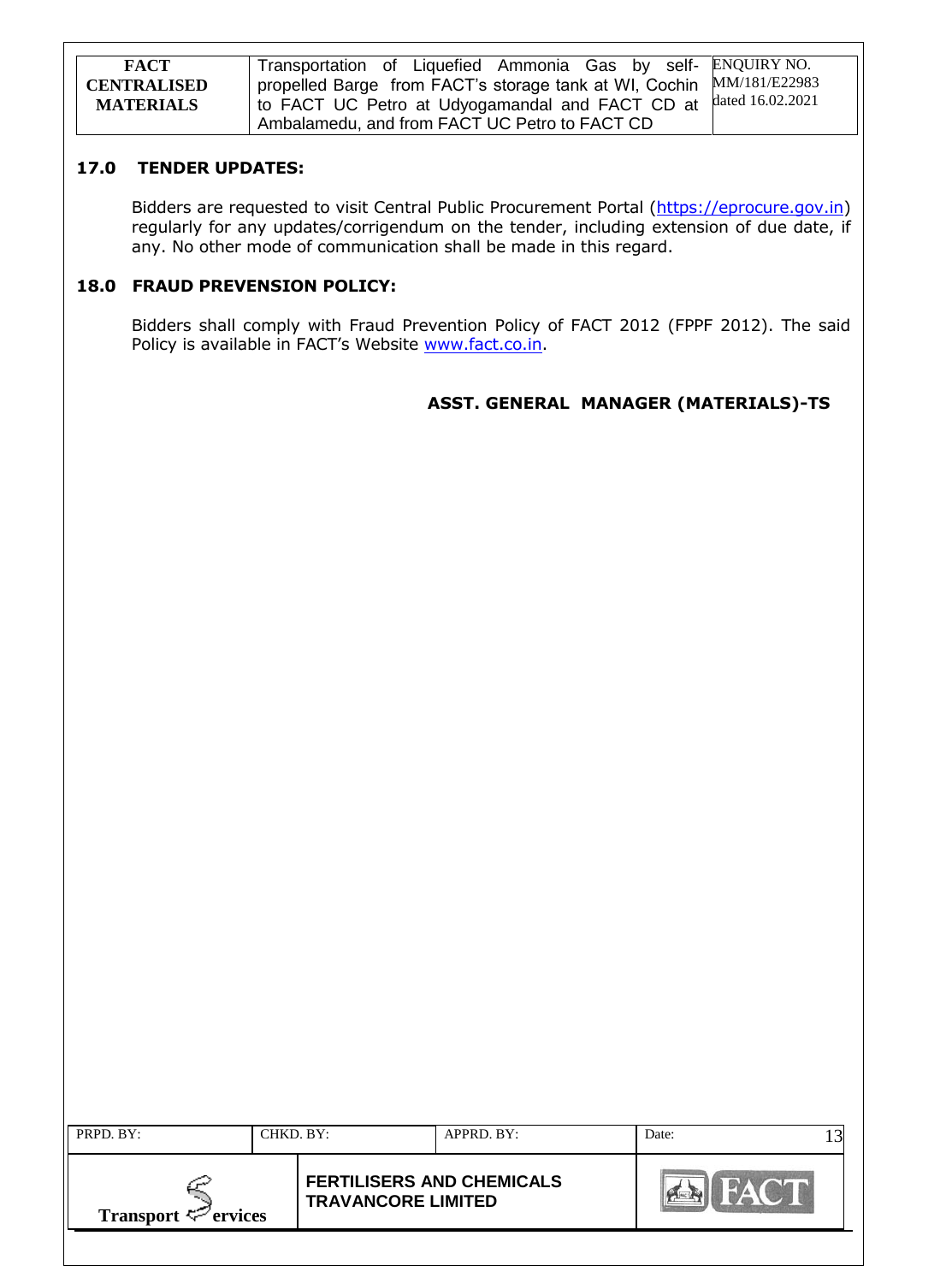## 17.0 TENDER UPDATES:

Bidders are requested to visit Central Public Procurement Portal (https://eprocure.gov.in) regularly for any updates/corrigendum on the tender, including extension of due date, if any. No other mode of communication shall be made in this regard.

## 18.0 FRAUD PREVENSION POLICY:

Bidders shall comply with Fraud Prevention Policy of FACT 2012 (FPPF 2012). The said Policy is available in FACT's Website www.fact.co.in.

**ASST. GENERAL MANAGER (MATERIALS)-TS**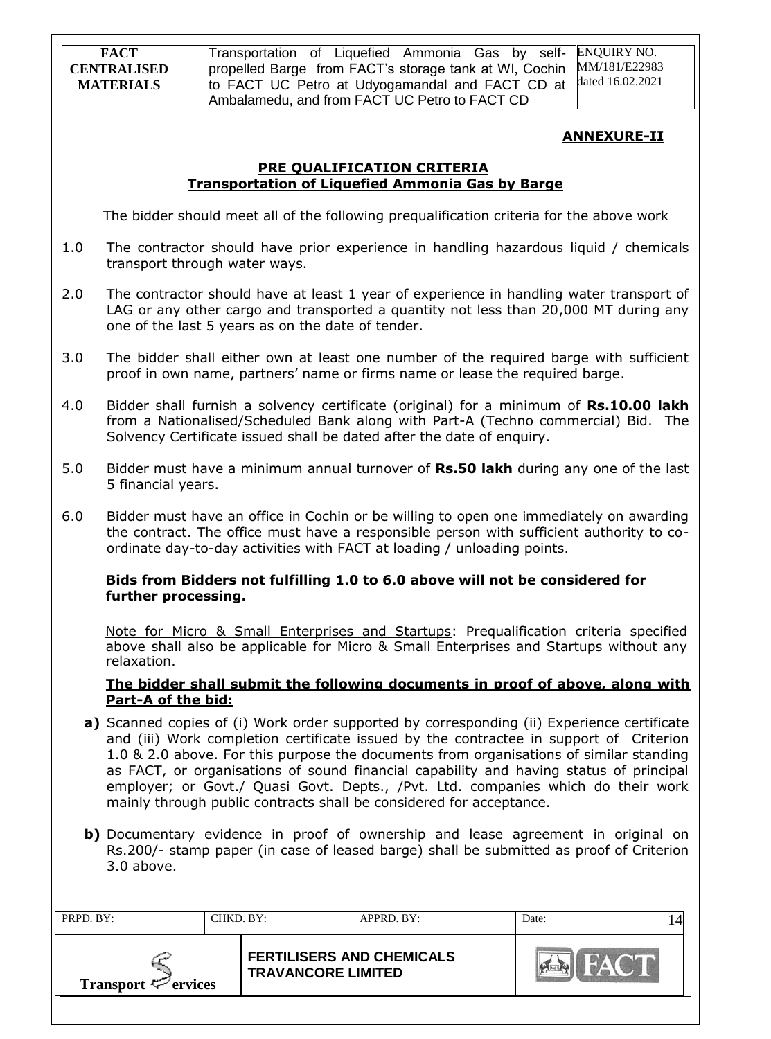## ANNEXURE-II

### PRE QUALIFICATION CRITERIA
### Transportation of Liquefied Ammonia Gas by Barge

The bidder should meet all of the following prequalification criteria for the above work

1.0 The contractor should have prior experience in handling hazardous liquid / chemicals transport through water ways.

2.0 The contractor should have at least 1 year of experience in handling water transport of LAG or any other cargo and transported a quantity not less than 20,000 MT during any one of the last 5 years as on the date of tender.

3.0 The bidder shall either own at least one number of the required barge with sufficient proof in own name, partners' name or firms name or lease the required barge.

4.0 Bidder shall furnish a solvency certificate (original) for a minimum of **Rs.10.00 lakh** from a Nationalised/Scheduled Bank along with Part-A (Techno commercial) Bid. The Solvency Certificate issued shall be dated after the date of enquiry.

5.0 Bidder must have a minimum annual turnover of **Rs.50 lakh** during any one of the last 5 financial years.

6.0 Bidder must have an office in Cochin or be willing to open one immediately on awarding the contract. The office must have a responsible person with sufficient authority to co-ordinate day-to-day activities with FACT at loading / unloading points.

**Bids from Bidders not fulfilling 1.0 to 6.0 above will not be considered for further processing.**

Note for Micro & Small Enterprises and Startups: Prequalification criteria specified above shall also be applicable for Micro & Small Enterprises and Startups without any relaxation.

**The bidder shall submit the following documents in proof of above, along with Part-A of the bid:**

**a)** Scanned copies of (i) Work order supported by corresponding (ii) Experience certificate and (iii) Work completion certificate issued by the contractee in support of Criterion 1.0 & 2.0 above. For this purpose the documents from organisations of similar standing as FACT, or organisations of sound financial capability and having status of principal employer; or Govt./ Quasi Govt. Depts., /Pvt. Ltd. companies which do their work mainly through public contracts shall be considered for acceptance.

**b)** Documentary evidence in proof of ownership and lease agreement in original on Rs.200/- stamp paper (in case of leased barge) shall be submitted as proof of Criterion 3.0 above.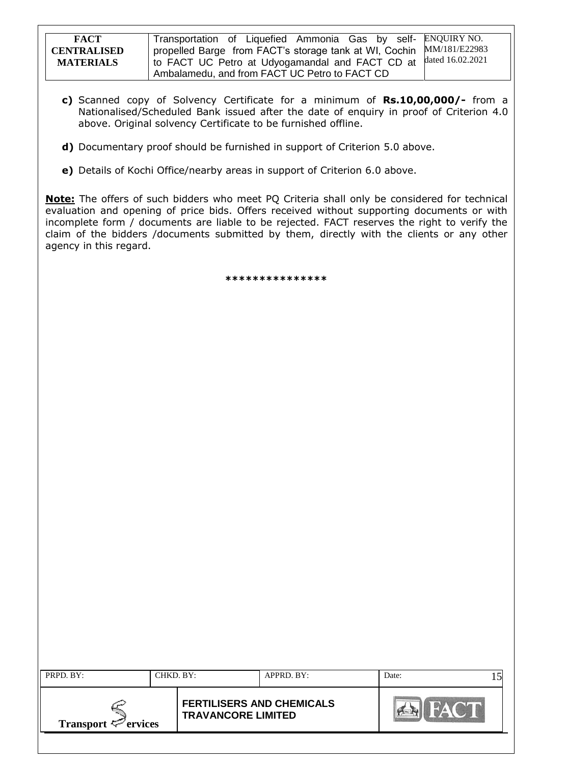**c)** Scanned copy of Solvency Certificate for a minimum of **Rs.10,00,000/-** from a Nationalised/Scheduled Bank issued after the date of enquiry in proof of Criterion 4.0 above. Original solvency Certificate to be furnished offline.

**d)** Documentary proof should be furnished in support of Criterion 5.0 above.

**e)** Details of Kochi Office/nearby areas in support of Criterion 6.0 above.

**Note:** The offers of such bidders who meet PQ Criteria shall only be considered for technical evaluation and opening of price bids. Offers received without supporting documents or with incomplete form / documents are liable to be rejected. FACT reserves the right to verify the claim of the bidders /documents submitted by them, directly with the clients or any other agency in this regard.

***************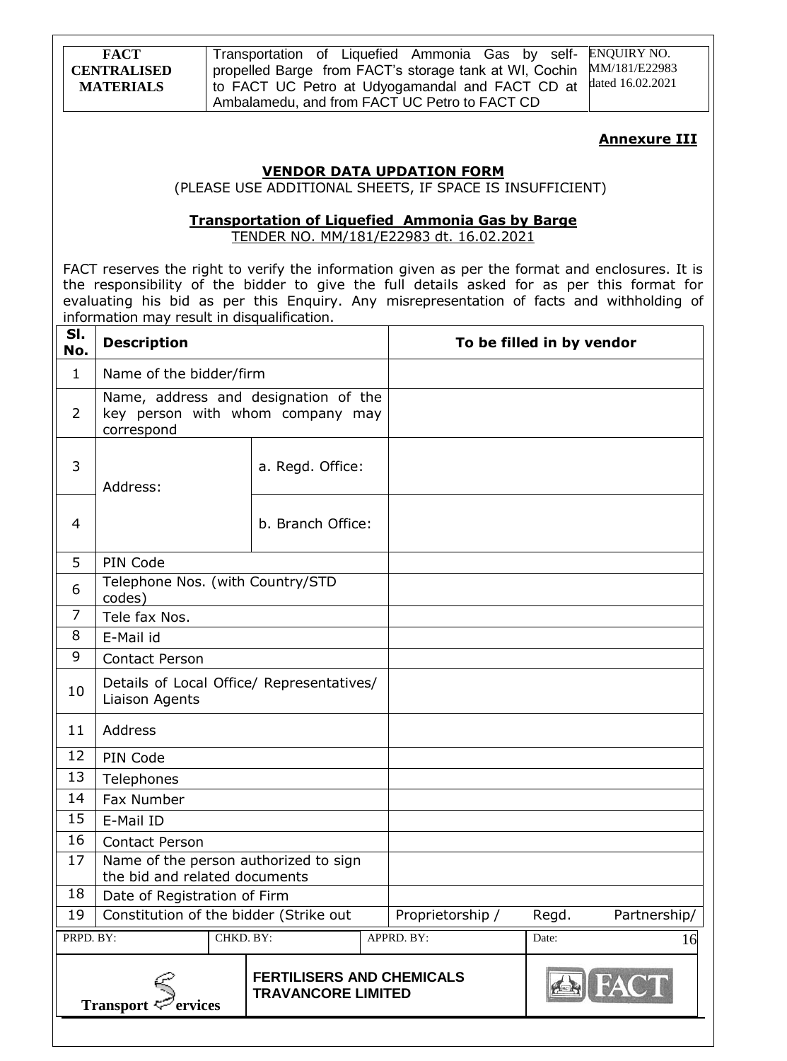## Annexure III

### VENDOR DATA UPDATION FORM

(PLEASE USE ADDITIONAL SHEETS, IF SPACE IS INSUFFICIENT)

**Transportation of Liquefied Ammonia Gas by Barge**

TENDER NO. MM/181/E22983 dt. 16.02.2021

FACT reserves the right to verify the information given as per the format and enclosures. It is the responsibility of the bidder to give the full details asked for as per this format for evaluating his bid as per this Enquiry. Any misrepresentation of facts and withholding of information may result in disqualification.

| Sl. No. | Description | | To be filled in by vendor |
|---|---|---|---|
| 1 | Name of the bidder/firm | | |
| 2 | Name, address and designation of the key person with whom company may correspond | | |
| 3 | Address: | a. Regd. Office: | |
| 4 | | b. Branch Office: | |
| 5 | PIN Code | | |
| 6 | Telephone Nos. (with Country/STD codes) | | |
| 7 | Tele fax Nos. | | |
| 8 | E-Mail id | | |
| 9 | Contact Person | | |
| 10 | Details of Local Office/ Representatives/ Liaison Agents | | |
| 11 | Address | | |
| 12 | PIN Code | | |
| 13 | Telephones | | |
| 14 | Fax Number | | |
| 15 | E-Mail ID | | |
| 16 | Contact Person | | |
| 17 | Name of the person authorized to sign the bid and related documents | | |
| 18 | Date of Registration of Firm | | |
| 19 | Constitution of the bidder (Strike out | | Proprietorship / Regd. Partnership/ |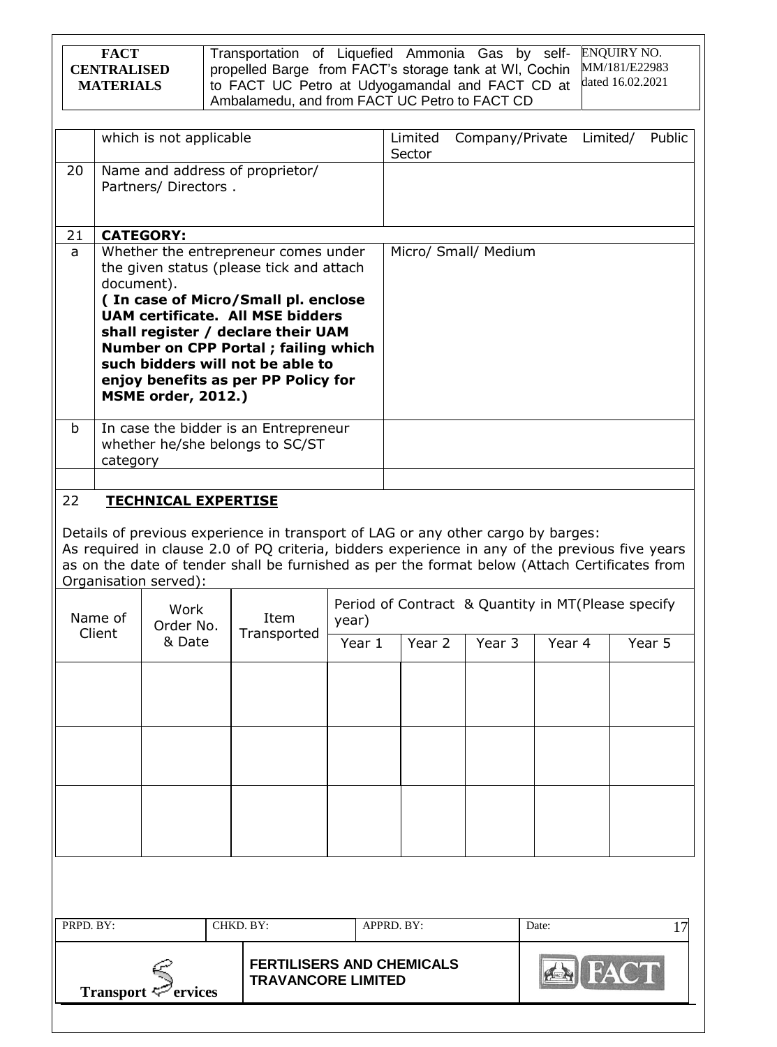|  | which is not applicable | Limited Company/Private Limited/ Public Sector |
|---|---|---|
| 20 | Name and address of proprietor/ Partners/ Directors . |  |
| 21 | **CATEGORY:** |  |
| a | Whether the entrepreneur comes under the given status (please tick and attach document). **( In case of Micro/Small pl. enclose UAM certificate. All MSE bidders shall register / declare their UAM Number on CPP Portal ; failing which such bidders will not be able to enjoy benefits as per PP Policy for MSME order, 2012.)** | Micro/ Small/ Medium |
| b | In case the bidder is an Entrepreneur whether he/she belongs to SC/ST category |  |
|  |  |  |

22 **TECHNICAL EXPERTISE**

Details of previous experience in transport of LAG or any other cargo by barges:
As required in clause 2.0 of PQ criteria, bidders experience in any of the previous five years as on the date of tender shall be furnished as per the format below (Attach Certificates from Organisation served):

| Name of Client | Work Order No. & Date | Item Transported | Period of Contract & Quantity in MT(Please specify year) | | | | |
|---|---|---|---|---|---|---|---|
| | | | Year 1 | Year 2 | Year 3 | Year 4 | Year 5 |
|  |  |  |  |  |  |  |  |
|  |  |  |  |  |  |  |  |
|  |  |  |  |  |  |  |  |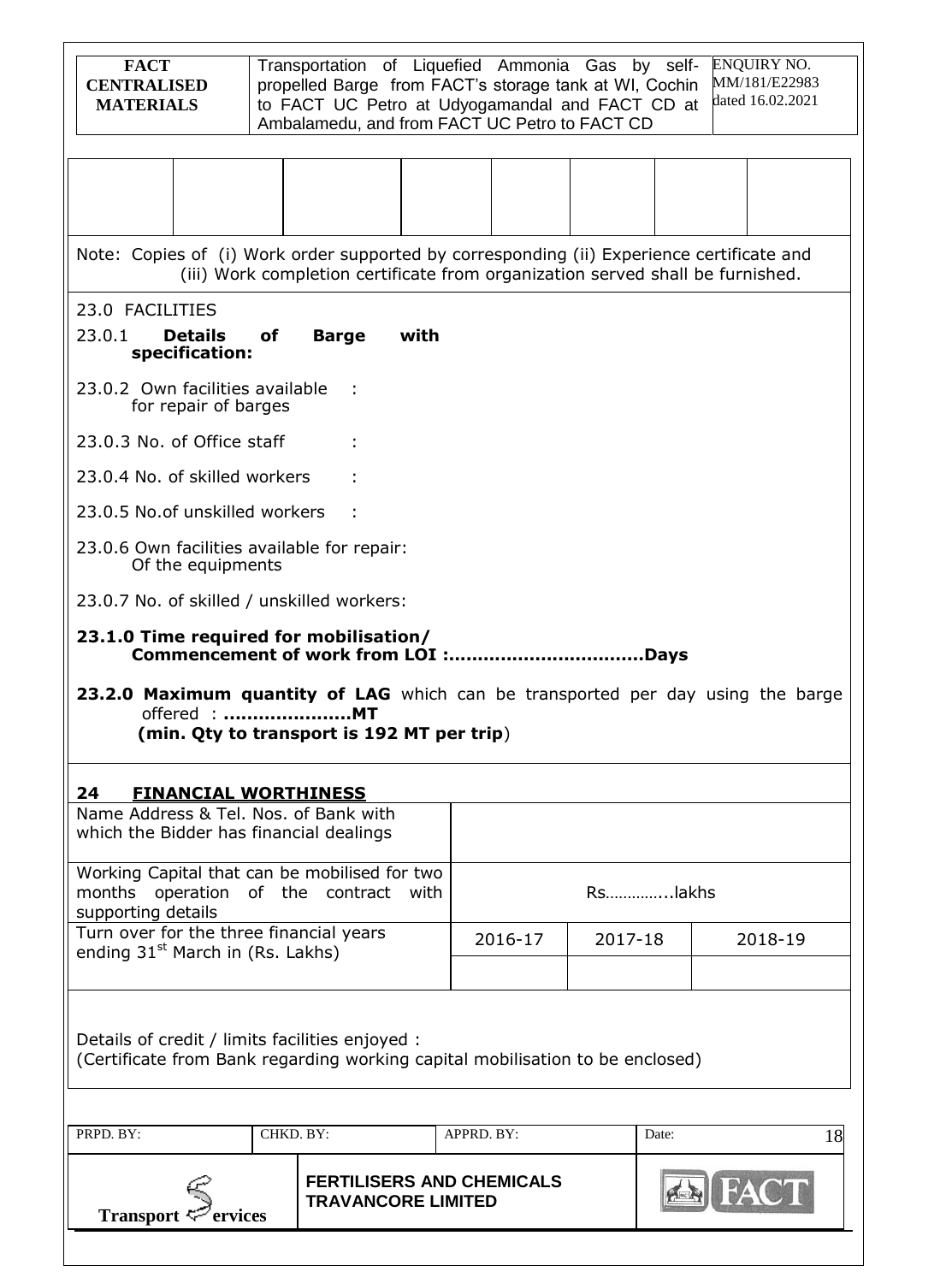| | | | | | | | |
|---|---|---|---|---|---|---|---|
| | | | | | | | |

Note: Copies of (i) Work order supported by corresponding (ii) Experience certificate and (iii) Work completion certificate from organization served shall be furnished.

23.0 FACILITIES

23.0.1 **Details of Barge with specification:**

23.0.2 Own facilities available for repair of barges :

23.0.3 No. of Office staff :

23.0.4 No. of skilled workers :

23.0.5 No.of unskilled workers :

23.0.6 Own facilities available for repair: Of the equipments

23.0.7 No. of skilled / unskilled workers:

**23.1.0 Time required for mobilisation/ Commencement of work from LOI :……………………………Days**

**23.2.0 Maximum quantity of LAG** which can be transported per day using the barge offered : **…………………MT**
**(min. Qty to transport is 192 MT per trip**)

## 24 FINANCIAL WORTHINESS

| | | | |
|---|---|---|---|
| Name Address & Tel. Nos. of Bank with which the Bidder has financial dealings | | | |
| Working Capital that can be mobilised for two months operation of the contract with supporting details | Rs…………...lakhs | | |
| Turn over for the three financial years ending 31st March in (Rs. Lakhs) | 2016-17 | 2017-18 | 2018-19 |
| | | | |

Details of credit / limits facilities enjoyed :
(Certificate from Bank regarding working capital mobilisation to be enclosed)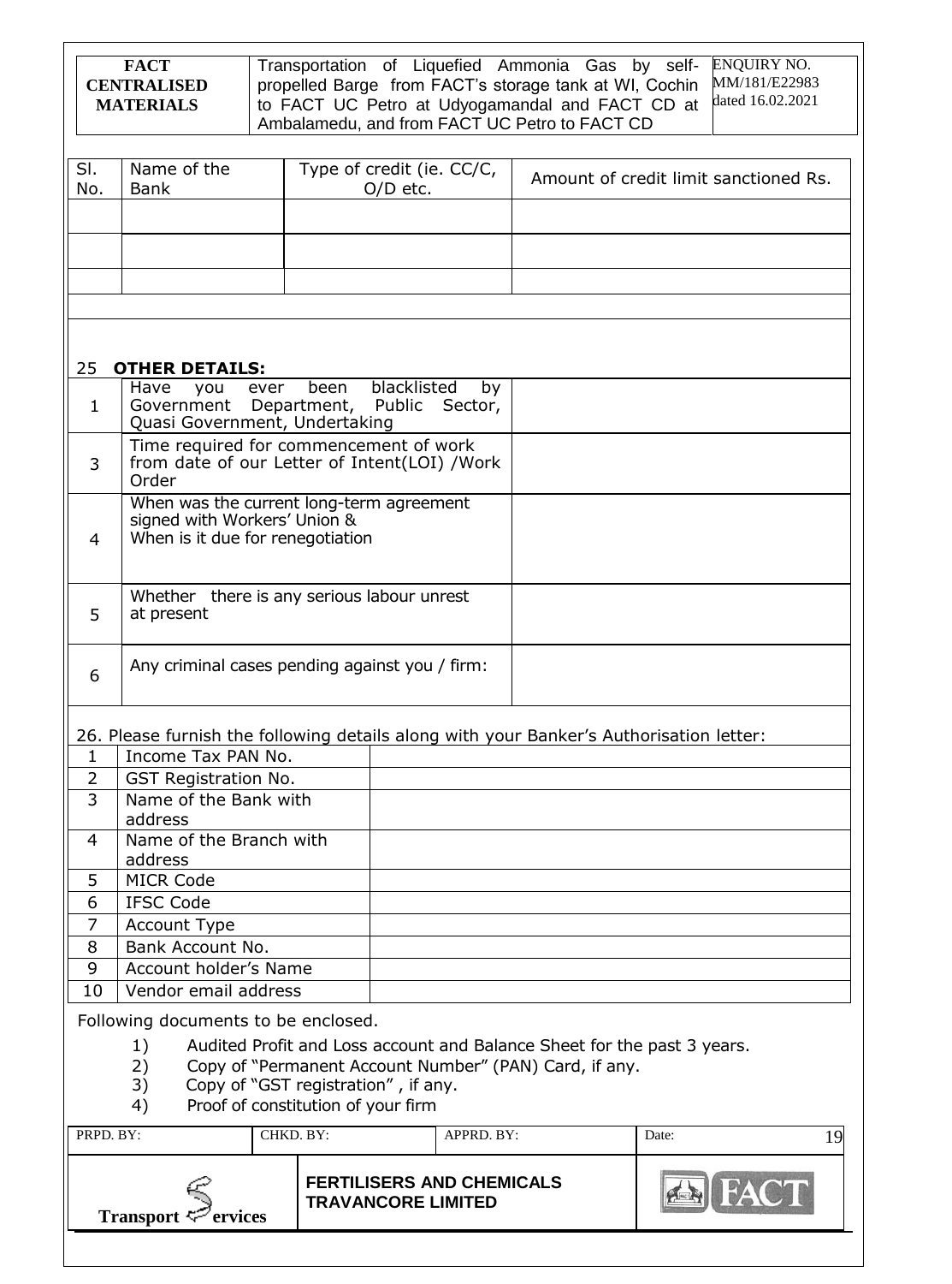| Sl. No. | Name of the Bank | Type of credit (ie. CC/C, O/D etc. | Amount of credit limit sanctioned Rs. |
|---|---|---|---|
| | | | |
| | | | |
| | | | |

25 **OTHER DETAILS:**

| | | |
|---|---|---|
| 1 | Have you ever been blacklisted by Government Department, Public Sector, Quasi Government, Undertaking | |
| 3 | Time required for commencement of work from date of our Letter of Intent(LOI) /Work Order | |
| 4 | When was the current long-term agreement signed with Workers' Union & When is it due for renegotiation | |
| 5 | Whether there is any serious labour unrest at present | |
| 6 | Any criminal cases pending against you / firm: | |

26. Please furnish the following details along with your Banker's Authorisation letter:

| | | |
|---|---|---|
| 1 | Income Tax PAN No. | |
| 2 | GST Registration No. | |
| 3 | Name of the Bank with address | |
| 4 | Name of the Branch with address | |
| 5 | MICR Code | |
| 6 | IFSC Code | |
| 7 | Account Type | |
| 8 | Bank Account No. | |
| 9 | Account holder's Name | |
| 10 | Vendor email address | |

Following documents to be enclosed.

1) Audited Profit and Loss account and Balance Sheet for the past 3 years.
2) Copy of "Permanent Account Number" (PAN) Card, if any.
3) Copy of "GST registration" , if any.
4) Proof of constitution of your firm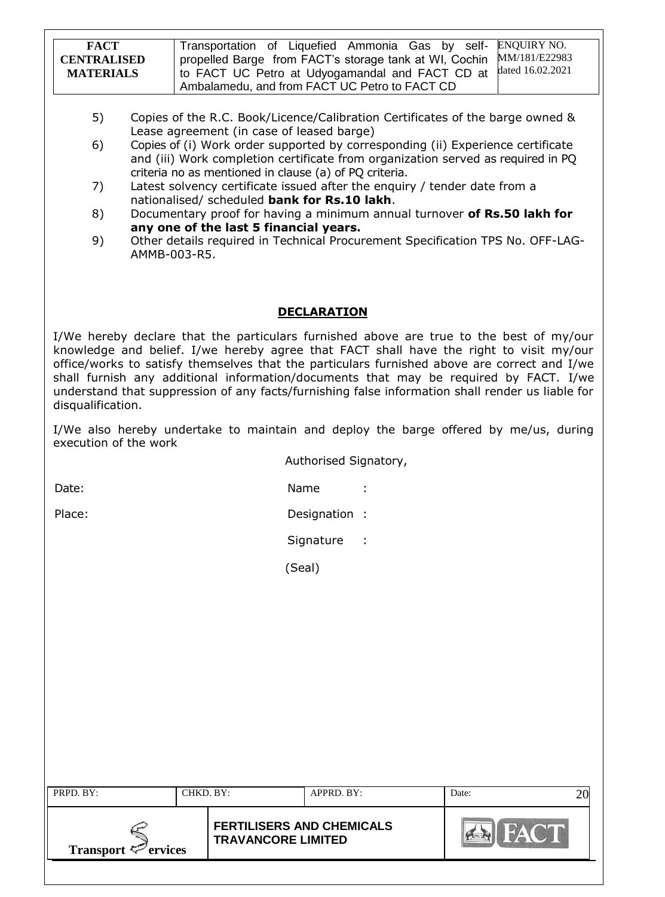5) Copies of the R.C. Book/Licence/Calibration Certificates of the barge owned & Lease agreement (in case of leased barge)
6) Copies of (i) Work order supported by corresponding (ii) Experience certificate and (iii) Work completion certificate from organization served as required in PQ criteria no as mentioned in clause (a) of PQ criteria.
7) Latest solvency certificate issued after the enquiry / tender date from a nationalised/ scheduled **bank for Rs.10 lakh**.
8) Documentary proof for having a minimum annual turnover **of Rs.50 lakh for any one of the last 5 financial years.**
9) Other details required in Technical Procurement Specification TPS No. OFF-LAG-AMMB-003-R5.

## DECLARATION

I/We hereby declare that the particulars furnished above are true to the best of my/our knowledge and belief. I/we hereby agree that FACT shall have the right to visit my/our office/works to satisfy themselves that the particulars furnished above are correct and I/we shall furnish any additional information/documents that may be required by FACT. I/we understand that suppression of any facts/furnishing false information shall render us liable for disqualification.

I/We also hereby undertake to maintain and deploy the barge offered by me/us, during execution of the work

Authorised Signatory,

Date: Name :

Place: Designation :

Signature :

(Seal)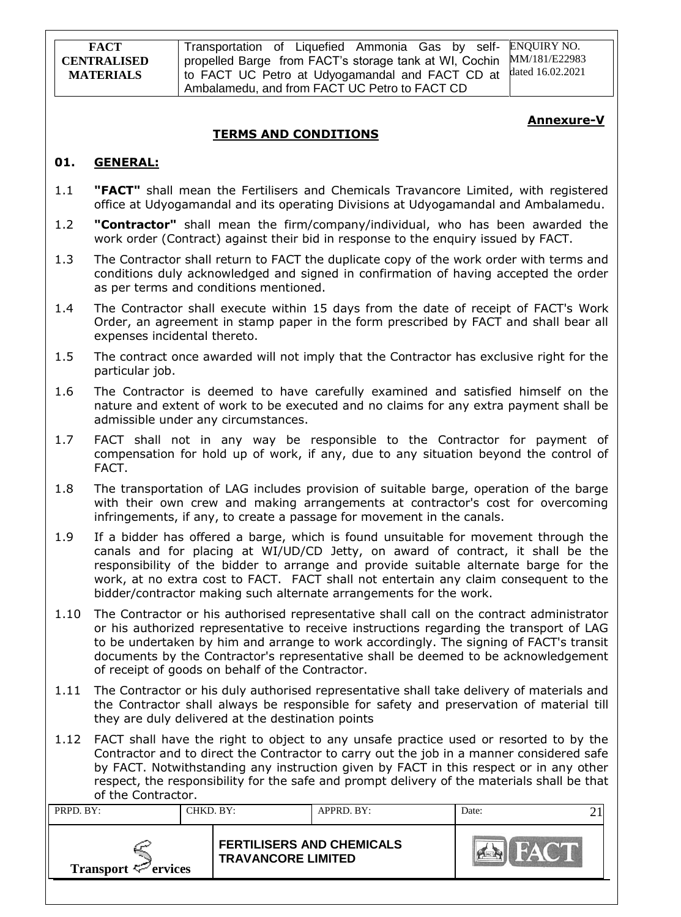**Annexure-V**

## TERMS AND CONDITIONS

### 01. GENERAL:

1.1 **"FACT"** shall mean the Fertilisers and Chemicals Travancore Limited, with registered office at Udyogamandal and its operating Divisions at Udyogamandal and Ambalamedu.

1.2 **"Contractor"** shall mean the firm/company/individual, who has been awarded the work order (Contract) against their bid in response to the enquiry issued by FACT.

1.3 The Contractor shall return to FACT the duplicate copy of the work order with terms and conditions duly acknowledged and signed in confirmation of having accepted the order as per terms and conditions mentioned.

1.4 The Contractor shall execute within 15 days from the date of receipt of FACT's Work Order, an agreement in stamp paper in the form prescribed by FACT and shall bear all expenses incidental thereto.

1.5 The contract once awarded will not imply that the Contractor has exclusive right for the particular job.

1.6 The Contractor is deemed to have carefully examined and satisfied himself on the nature and extent of work to be executed and no claims for any extra payment shall be admissible under any circumstances.

1.7 FACT shall not in any way be responsible to the Contractor for payment of compensation for hold up of work, if any, due to any situation beyond the control of FACT.

1.8 The transportation of LAG includes provision of suitable barge, operation of the barge with their own crew and making arrangements at contractor's cost for overcoming infringements, if any, to create a passage for movement in the canals.

1.9 If a bidder has offered a barge, which is found unsuitable for movement through the canals and for placing at WI/UD/CD Jetty, on award of contract, it shall be the responsibility of the bidder to arrange and provide suitable alternate barge for the work, at no extra cost to FACT. FACT shall not entertain any claim consequent to the bidder/contractor making such alternate arrangements for the work.

1.10 The Contractor or his authorised representative shall call on the contract administrator or his authorized representative to receive instructions regarding the transport of LAG to be undertaken by him and arrange to work accordingly. The signing of FACT's transit documents by the Contractor's representative shall be deemed to be acknowledgement of receipt of goods on behalf of the Contractor.

1.11 The Contractor or his duly authorised representative shall take delivery of materials and the Contractor shall always be responsible for safety and preservation of material till they are duly delivered at the destination points

1.12 FACT shall have the right to object to any unsafe practice used or resorted to by the Contractor and to direct the Contractor to carry out the job in a manner considered safe by FACT. Notwithstanding any instruction given by FACT in this respect or in any other respect, the responsibility for the safe and prompt delivery of the materials shall be that of the Contractor.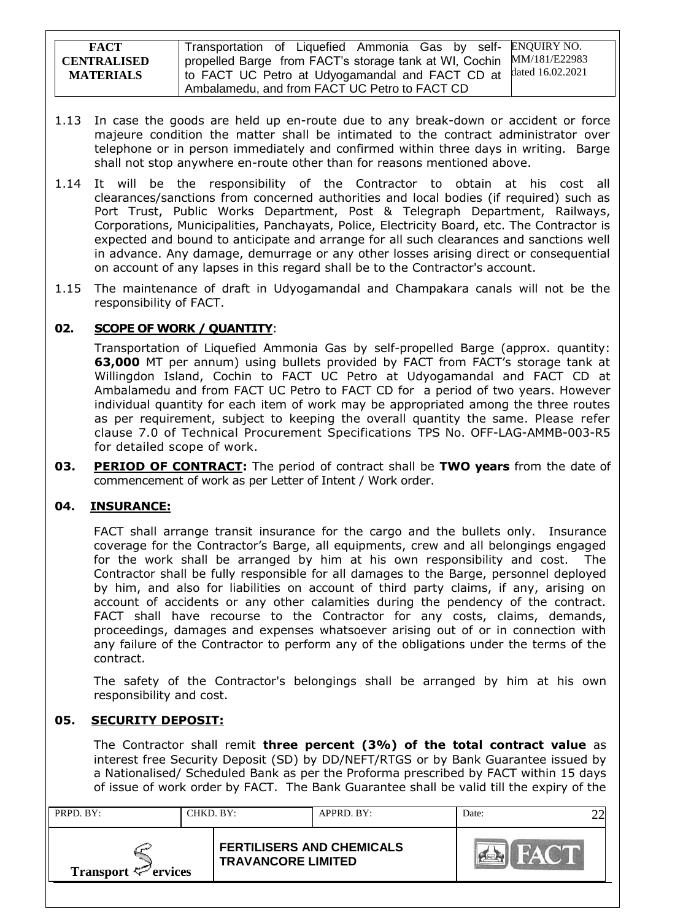1.13 In case the goods are held up en-route due to any break-down or accident or force majeure condition the matter shall be intimated to the contract administrator over telephone or in person immediately and confirmed within three days in writing. Barge shall not stop anywhere en-route other than for reasons mentioned above.

1.14 It will be the responsibility of the Contractor to obtain at his cost all clearances/sanctions from concerned authorities and local bodies (if required) such as Port Trust, Public Works Department, Post & Telegraph Department, Railways, Corporations, Municipalities, Panchayats, Police, Electricity Board, etc. The Contractor is expected and bound to anticipate and arrange for all such clearances and sanctions well in advance. Any damage, demurrage or any other losses arising direct or consequential on account of any lapses in this regard shall be to the Contractor's account.

1.15 The maintenance of draft in Udyogamandal and Champakara canals will not be the responsibility of FACT.

## 02. <u>SCOPE OF WORK / QUANTITY</u>:

Transportation of Liquefied Ammonia Gas by self-propelled Barge (approx. quantity: **63,000** MT per annum) using bullets provided by FACT from FACT's storage tank at Willingdon Island, Cochin to FACT UC Petro at Udyogamandal and FACT CD at Ambalamedu and from FACT UC Petro to FACT CD for a period of two years. However individual quantity for each item of work may be appropriated among the three routes as per requirement, subject to keeping the overall quantity the same. Please refer clause 7.0 of Technical Procurement Specifications TPS No. OFF-LAG-AMMB-003-R5 for detailed scope of work.

## 03. <u>PERIOD OF CONTRACT:</u> 

The period of contract shall be **TWO years** from the date of commencement of work as per Letter of Intent / Work order.

## 04. <u>INSURANCE:</u>

FACT shall arrange transit insurance for the cargo and the bullets only. Insurance coverage for the Contractor's Barge, all equipments, crew and all belongings engaged for the work shall be arranged by him at his own responsibility and cost. The Contractor shall be fully responsible for all damages to the Barge, personnel deployed by him, and also for liabilities on account of third party claims, if any, arising on account of accidents or any other calamities during the pendency of the contract. FACT shall have recourse to the Contractor for any costs, claims, demands, proceedings, damages and expenses whatsoever arising out of or in connection with any failure of the Contractor to perform any of the obligations under the terms of the contract.

The safety of the Contractor's belongings shall be arranged by him at his own responsibility and cost.

## 05. <u>SECURITY DEPOSIT:</u>

The Contractor shall remit **three percent (3%) of the total contract value** as interest free Security Deposit (SD) by DD/NEFT/RTGS or by Bank Guarantee issued by a Nationalised/ Scheduled Bank as per the Proforma prescribed by FACT within 15 days of issue of work order by FACT. The Bank Guarantee shall be valid till the expiry of the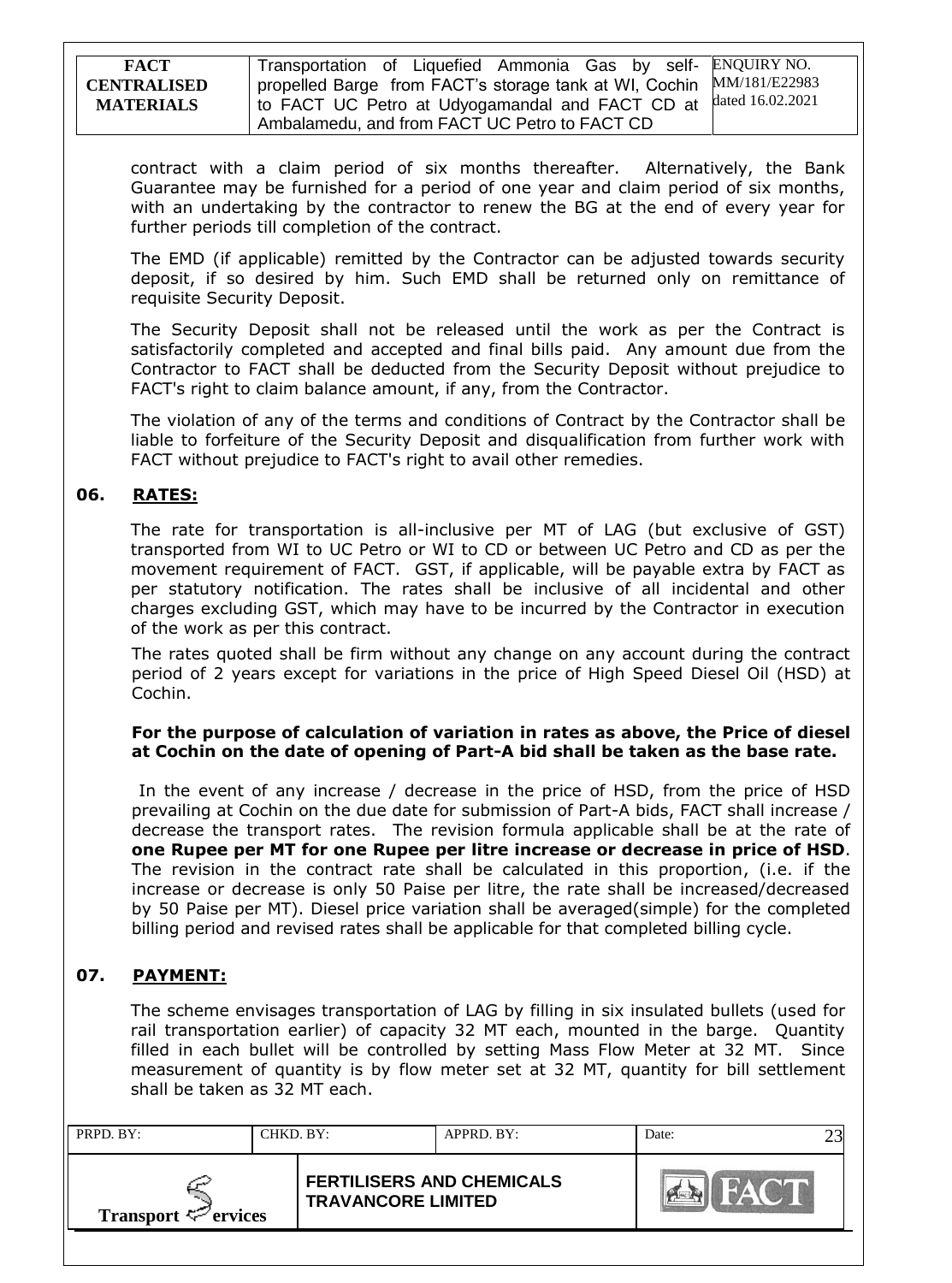contract with a claim period of six months thereafter. Alternatively, the Bank Guarantee may be furnished for a period of one year and claim period of six months, with an undertaking by the contractor to renew the BG at the end of every year for further periods till completion of the contract.

The EMD (if applicable) remitted by the Contractor can be adjusted towards security deposit, if so desired by him. Such EMD shall be returned only on remittance of requisite Security Deposit.

The Security Deposit shall not be released until the work as per the Contract is satisfactorily completed and accepted and final bills paid. Any amount due from the Contractor to FACT shall be deducted from the Security Deposit without prejudice to FACT's right to claim balance amount, if any, from the Contractor.

The violation of any of the terms and conditions of Contract by the Contractor shall be liable to forfeiture of the Security Deposit and disqualification from further work with FACT without prejudice to FACT's right to avail other remedies.

## 06. RATES:

The rate for transportation is all-inclusive per MT of LAG (but exclusive of GST) transported from WI to UC Petro or WI to CD or between UC Petro and CD as per the movement requirement of FACT. GST, if applicable, will be payable extra by FACT as per statutory notification. The rates shall be inclusive of all incidental and other charges excluding GST, which may have to be incurred by the Contractor in execution of the work as per this contract.

The rates quoted shall be firm without any change on any account during the contract period of 2 years except for variations in the price of High Speed Diesel Oil (HSD) at Cochin.

**For the purpose of calculation of variation in rates as above, the Price of diesel at Cochin on the date of opening of Part-A bid shall be taken as the base rate.**

In the event of any increase / decrease in the price of HSD, from the price of HSD prevailing at Cochin on the due date for submission of Part-A bids, FACT shall increase / decrease the transport rates. The revision formula applicable shall be at the rate of **one Rupee per MT for one Rupee per litre increase or decrease in price of HSD**. The revision in the contract rate shall be calculated in this proportion, (i.e. if the increase or decrease is only 50 Paise per litre, the rate shall be increased/decreased by 50 Paise per MT). Diesel price variation shall be averaged(simple) for the completed billing period and revised rates shall be applicable for that completed billing cycle.

## 07. PAYMENT:

The scheme envisages transportation of LAG by filling in six insulated bullets (used for rail transportation earlier) of capacity 32 MT each, mounted in the barge. Quantity filled in each bullet will be controlled by setting Mass Flow Meter at 32 MT. Since measurement of quantity is by flow meter set at 32 MT, quantity for bill settlement shall be taken as 32 MT each.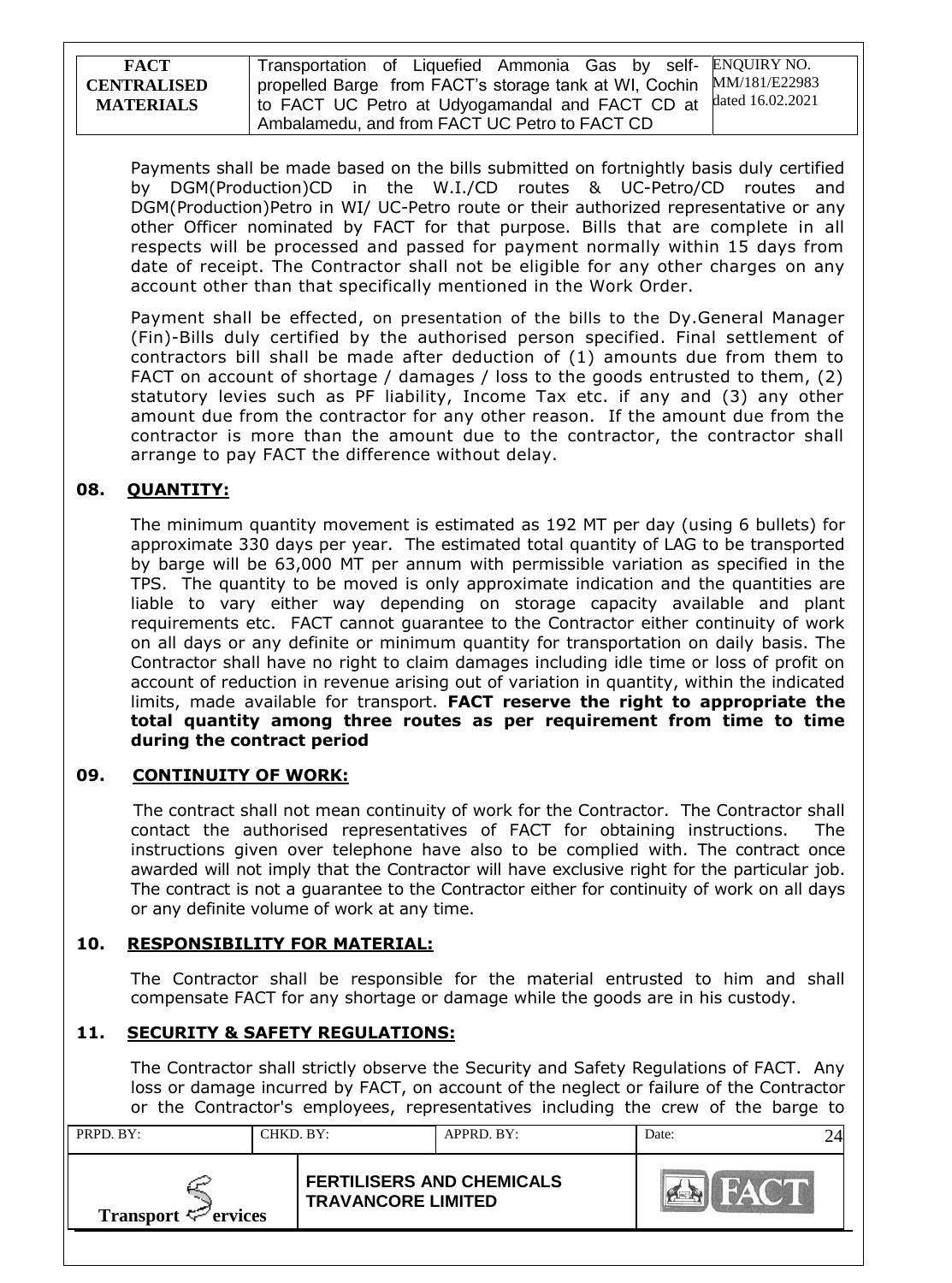Payments shall be made based on the bills submitted on fortnightly basis duly certified by DGM(Production)CD in the W.I./CD routes & UC-Petro/CD routes and DGM(Production)Petro in WI/ UC-Petro route or their authorized representative or any other Officer nominated by FACT for that purpose. Bills that are complete in all respects will be processed and passed for payment normally within 15 days from date of receipt. The Contractor shall not be eligible for any other charges on any account other than that specifically mentioned in the Work Order.

Payment shall be effected, on presentation of the bills to the Dy.General Manager (Fin)-Bills duly certified by the authorised person specified. Final settlement of contractors bill shall be made after deduction of (1) amounts due from them to FACT on account of shortage / damages / loss to the goods entrusted to them, (2) statutory levies such as PF liability, Income Tax etc. if any and (3) any other amount due from the contractor for any other reason. If the amount due from the contractor is more than the amount due to the contractor, the contractor shall arrange to pay FACT the difference without delay.

## 08. QUANTITY:

The minimum quantity movement is estimated as 192 MT per day (using 6 bullets) for approximate 330 days per year. The estimated total quantity of LAG to be transported by barge will be 63,000 MT per annum with permissible variation as specified in the TPS. The quantity to be moved is only approximate indication and the quantities are liable to vary either way depending on storage capacity available and plant requirements etc. FACT cannot guarantee to the Contractor either continuity of work on all days or any definite or minimum quantity for transportation on daily basis. The Contractor shall have no right to claim damages including idle time or loss of profit on account of reduction in revenue arising out of variation in quantity, within the indicated limits, made available for transport. **FACT reserve the right to appropriate the total quantity among three routes as per requirement from time to time during the contract period**

## 09. CONTINUITY OF WORK:

The contract shall not mean continuity of work for the Contractor. The Contractor shall contact the authorised representatives of FACT for obtaining instructions. The instructions given over telephone have also to be complied with. The contract once awarded will not imply that the Contractor will have exclusive right for the particular job. The contract is not a guarantee to the Contractor either for continuity of work on all days or any definite volume of work at any time.

## 10. RESPONSIBILITY FOR MATERIAL:

The Contractor shall be responsible for the material entrusted to him and shall compensate FACT for any shortage or damage while the goods are in his custody.

## 11. SECURITY & SAFETY REGULATIONS:

The Contractor shall strictly observe the Security and Safety Regulations of FACT. Any loss or damage incurred by FACT, on account of the neglect or failure of the Contractor or the Contractor's employees, representatives including the crew of the barge to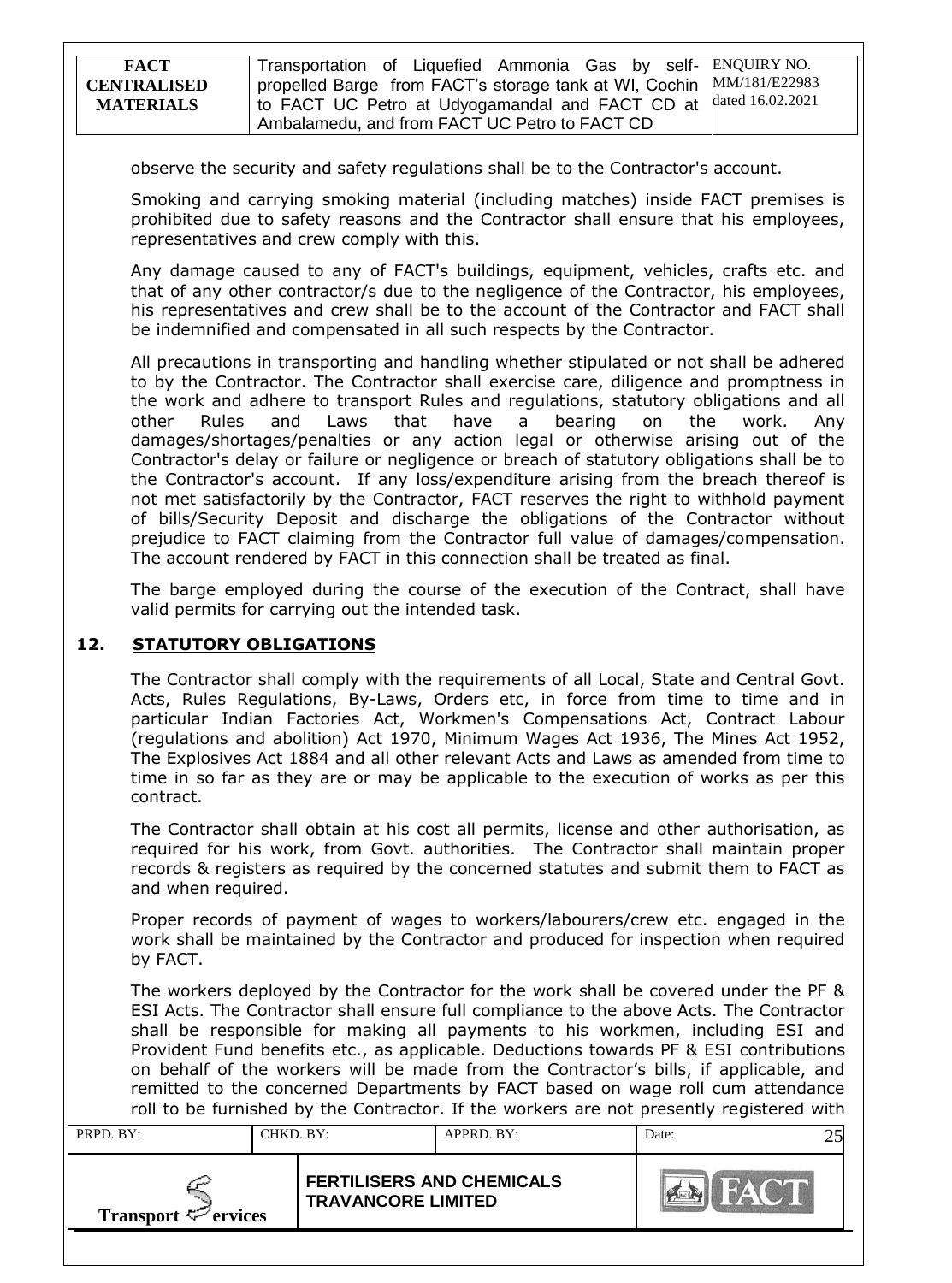observe the security and safety regulations shall be to the Contractor's account.

Smoking and carrying smoking material (including matches) inside FACT premises is prohibited due to safety reasons and the Contractor shall ensure that his employees, representatives and crew comply with this.

Any damage caused to any of FACT's buildings, equipment, vehicles, crafts etc. and that of any other contractor/s due to the negligence of the Contractor, his employees, his representatives and crew shall be to the account of the Contractor and FACT shall be indemnified and compensated in all such respects by the Contractor.

All precautions in transporting and handling whether stipulated or not shall be adhered to by the Contractor. The Contractor shall exercise care, diligence and promptness in the work and adhere to transport Rules and regulations, statutory obligations and all other Rules and Laws that have a bearing on the work. Any damages/shortages/penalties or any action legal or otherwise arising out of the Contractor's delay or failure or negligence or breach of statutory obligations shall be to the Contractor's account. If any loss/expenditure arising from the breach thereof is not met satisfactorily by the Contractor, FACT reserves the right to withhold payment of bills/Security Deposit and discharge the obligations of the Contractor without prejudice to FACT claiming from the Contractor full value of damages/compensation. The account rendered by FACT in this connection shall be treated as final.

The barge employed during the course of the execution of the Contract, shall have valid permits for carrying out the intended task.

## 12. STATUTORY OBLIGATIONS

The Contractor shall comply with the requirements of all Local, State and Central Govt. Acts, Rules Regulations, By-Laws, Orders etc, in force from time to time and in particular Indian Factories Act, Workmen's Compensations Act, Contract Labour (regulations and abolition) Act 1970, Minimum Wages Act 1936, The Mines Act 1952, The Explosives Act 1884 and all other relevant Acts and Laws as amended from time to time in so far as they are or may be applicable to the execution of works as per this contract.

The Contractor shall obtain at his cost all permits, license and other authorisation, as required for his work, from Govt. authorities. The Contractor shall maintain proper records & registers as required by the concerned statutes and submit them to FACT as and when required.

Proper records of payment of wages to workers/labourers/crew etc. engaged in the work shall be maintained by the Contractor and produced for inspection when required by FACT.

The workers deployed by the Contractor for the work shall be covered under the PF & ESI Acts. The Contractor shall ensure full compliance to the above Acts. The Contractor shall be responsible for making all payments to his workmen, including ESI and Provident Fund benefits etc., as applicable. Deductions towards PF & ESI contributions on behalf of the workers will be made from the Contractor's bills, if applicable, and remitted to the concerned Departments by FACT based on wage roll cum attendance roll to be furnished by the Contractor. If the workers are not presently registered with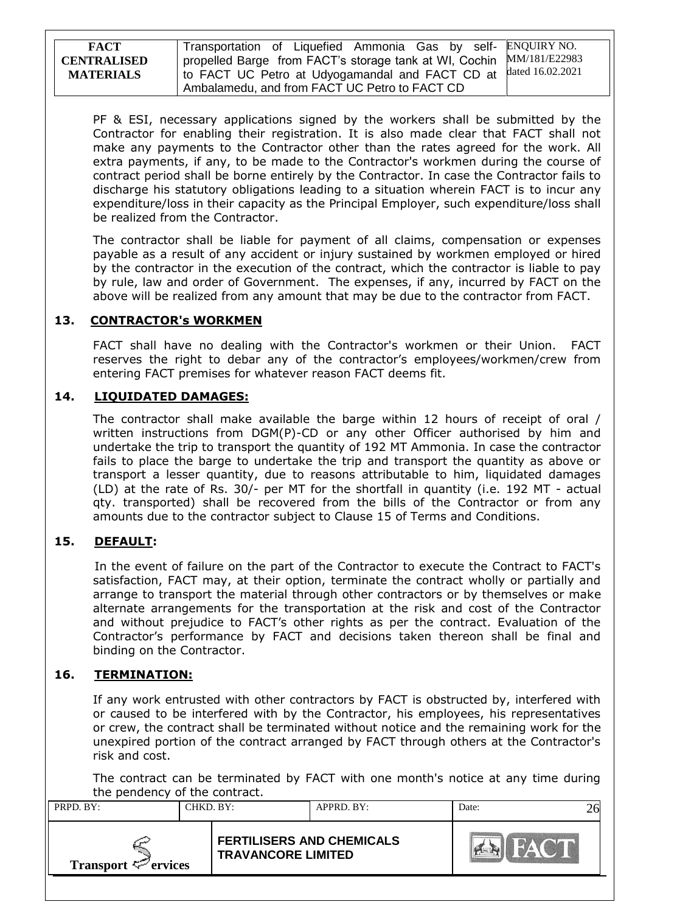PF & ESI, necessary applications signed by the workers shall be submitted by the Contractor for enabling their registration. It is also made clear that FACT shall not make any payments to the Contractor other than the rates agreed for the work. All extra payments, if any, to be made to the Contractor's workmen during the course of contract period shall be borne entirely by the Contractor. In case the Contractor fails to discharge his statutory obligations leading to a situation wherein FACT is to incur any expenditure/loss in their capacity as the Principal Employer, such expenditure/loss shall be realized from the Contractor.

The contractor shall be liable for payment of all claims, compensation or expenses payable as a result of any accident or injury sustained by workmen employed or hired by the contractor in the execution of the contract, which the contractor is liable to pay by rule, law and order of Government. The expenses, if any, incurred by FACT on the above will be realized from any amount that may be due to the contractor from FACT.

## 13. CONTRACTOR's WORKMEN

FACT shall have no dealing with the Contractor's workmen or their Union. FACT reserves the right to debar any of the contractor's employees/workmen/crew from entering FACT premises for whatever reason FACT deems fit.

## 14. LIQUIDATED DAMAGES:

The contractor shall make available the barge within 12 hours of receipt of oral / written instructions from DGM(P)-CD or any other Officer authorised by him and undertake the trip to transport the quantity of 192 MT Ammonia. In case the contractor fails to place the barge to undertake the trip and transport the quantity as above or transport a lesser quantity, due to reasons attributable to him, liquidated damages (LD) at the rate of Rs. 30/- per MT for the shortfall in quantity (i.e. 192 MT - actual qty. transported) shall be recovered from the bills of the Contractor or from any amounts due to the contractor subject to Clause 15 of Terms and Conditions.

## 15. DEFAULT:

In the event of failure on the part of the Contractor to execute the Contract to FACT's satisfaction, FACT may, at their option, terminate the contract wholly or partially and arrange to transport the material through other contractors or by themselves or make alternate arrangements for the transportation at the risk and cost of the Contractor and without prejudice to FACT's other rights as per the contract. Evaluation of the Contractor's performance by FACT and decisions taken thereon shall be final and binding on the Contractor.

## 16. TERMINATION:

If any work entrusted with other contractors by FACT is obstructed by, interfered with or caused to be interfered with by the Contractor, his employees, his representatives or crew, the contract shall be terminated without notice and the remaining work for the unexpired portion of the contract arranged by FACT through others at the Contractor's risk and cost.

The contract can be terminated by FACT with one month's notice at any time during the pendency of the contract.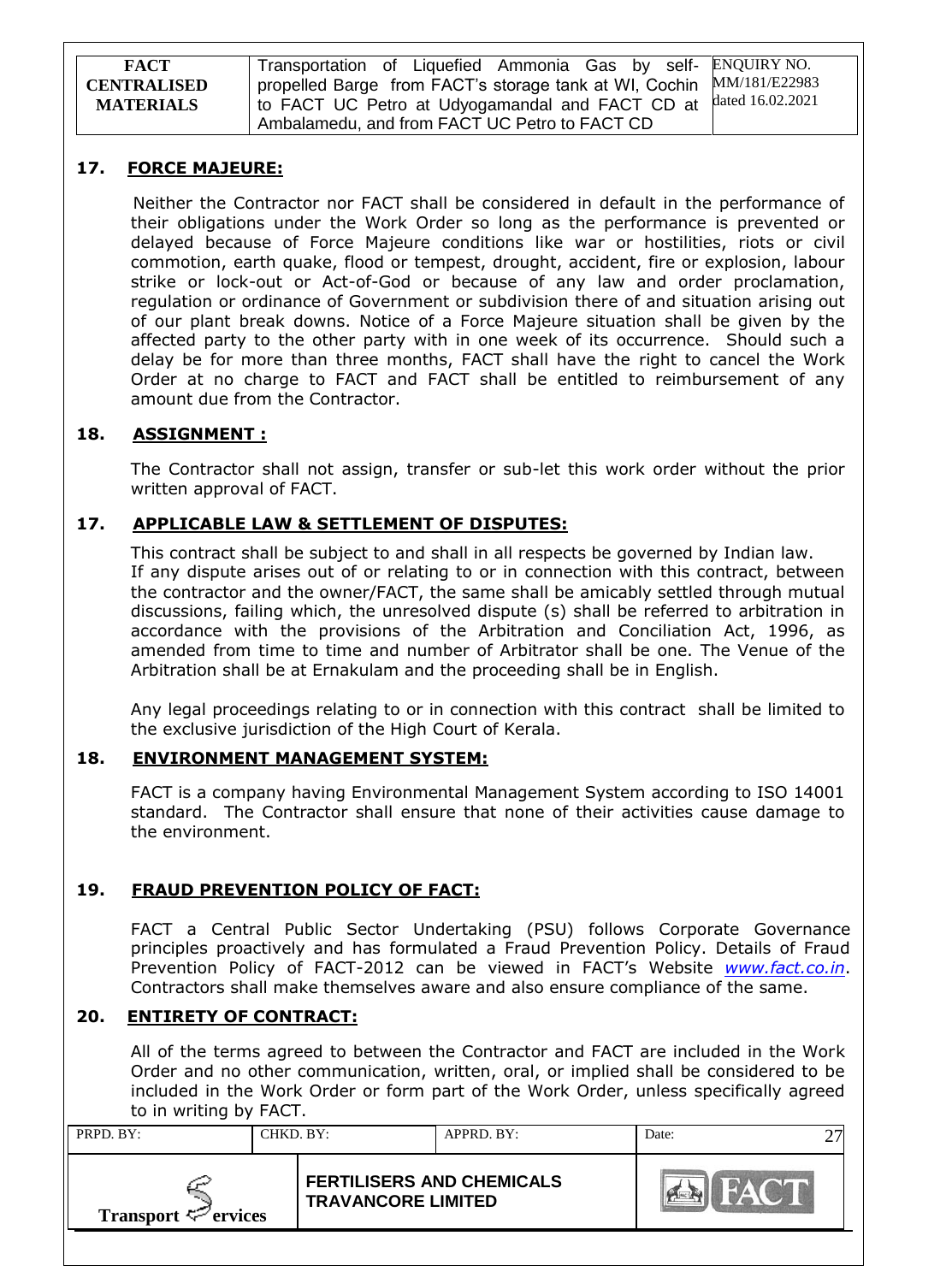## 17. FORCE MAJEURE:

Neither the Contractor nor FACT shall be considered in default in the performance of their obligations under the Work Order so long as the performance is prevented or delayed because of Force Majeure conditions like war or hostilities, riots or civil commotion, earth quake, flood or tempest, drought, accident, fire or explosion, labour strike or lock-out or Act-of-God or because of any law and order proclamation, regulation or ordinance of Government or subdivision there of and situation arising out of our plant break downs. Notice of a Force Majeure situation shall be given by the affected party to the other party with in one week of its occurrence. Should such a delay be for more than three months, FACT shall have the right to cancel the Work Order at no charge to FACT and FACT shall be entitled to reimbursement of any amount due from the Contractor.

## 18. ASSIGNMENT :

The Contractor shall not assign, transfer or sub-let this work order without the prior written approval of FACT.

## 17. APPLICABLE LAW & SETTLEMENT OF DISPUTES:

This contract shall be subject to and shall in all respects be governed by Indian law. If any dispute arises out of or relating to or in connection with this contract, between the contractor and the owner/FACT, the same shall be amicably settled through mutual discussions, failing which, the unresolved dispute (s) shall be referred to arbitration in accordance with the provisions of the Arbitration and Conciliation Act, 1996, as amended from time to time and number of Arbitrator shall be one. The Venue of the Arbitration shall be at Ernakulam and the proceeding shall be in English.

Any legal proceedings relating to or in connection with this contract shall be limited to the exclusive jurisdiction of the High Court of Kerala.

## 18. ENVIRONMENT MANAGEMENT SYSTEM:

FACT is a company having Environmental Management System according to ISO 14001 standard. The Contractor shall ensure that none of their activities cause damage to the environment.

## 19. FRAUD PREVENTION POLICY OF FACT:

FACT a Central Public Sector Undertaking (PSU) follows Corporate Governance principles proactively and has formulated a Fraud Prevention Policy. Details of Fraud Prevention Policy of FACT-2012 can be viewed in FACT's Website *www.fact.co.in*. Contractors shall make themselves aware and also ensure compliance of the same.

## 20. ENTIRETY OF CONTRACT:

All of the terms agreed to between the Contractor and FACT are included in the Work Order and no other communication, written, oral, or implied shall be considered to be included in the Work Order or form part of the Work Order, unless specifically agreed to in writing by FACT.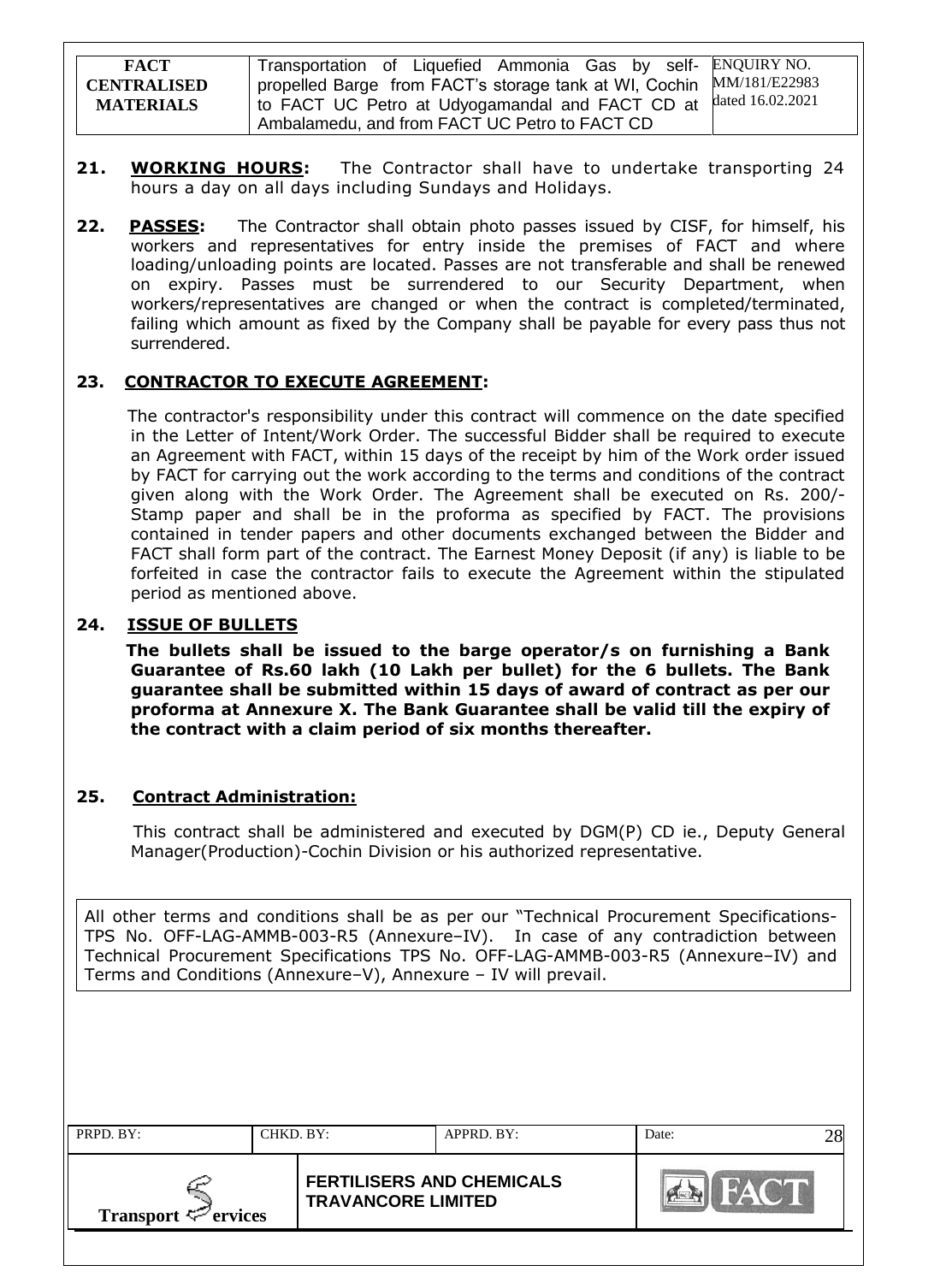**21. WORKING HOURS:** The Contractor shall have to undertake transporting 24 hours a day on all days including Sundays and Holidays.

**22. PASSES:** The Contractor shall obtain photo passes issued by CISF, for himself, his workers and representatives for entry inside the premises of FACT and where loading/unloading points are located. Passes are not transferable and shall be renewed on expiry. Passes must be surrendered to our Security Department, when workers/representatives are changed or when the contract is completed/terminated, failing which amount as fixed by the Company shall be payable for every pass thus not surrendered.

**23. CONTRACTOR TO EXECUTE AGREEMENT:**

The contractor's responsibility under this contract will commence on the date specified in the Letter of Intent/Work Order. The successful Bidder shall be required to execute an Agreement with FACT, within 15 days of the receipt by him of the Work order issued by FACT for carrying out the work according to the terms and conditions of the contract given along with the Work Order. The Agreement shall be executed on Rs. 200/- Stamp paper and shall be in the proforma as specified by FACT. The provisions contained in tender papers and other documents exchanged between the Bidder and FACT shall form part of the contract. The Earnest Money Deposit (if any) is liable to be forfeited in case the contractor fails to execute the Agreement within the stipulated period as mentioned above.

**24. ISSUE OF BULLETS**

**The bullets shall be issued to the barge operator/s on furnishing a Bank Guarantee of Rs.60 lakh (10 Lakh per bullet) for the 6 bullets. The Bank guarantee shall be submitted within 15 days of award of contract as per our proforma at Annexure X. The Bank Guarantee shall be valid till the expiry of the contract with a claim period of six months thereafter.**

**25. Contract Administration:**

This contract shall be administered and executed by DGM(P) CD ie., Deputy General Manager(Production)-Cochin Division or his authorized representative.

All other terms and conditions shall be as per our "Technical Procurement Specifications-TPS No. OFF-LAG-AMMB-003-R5 (Annexure–IV). In case of any contradiction between Technical Procurement Specifications TPS No. OFF-LAG-AMMB-003-R5 (Annexure–IV) and Terms and Conditions (Annexure–V), Annexure – IV will prevail.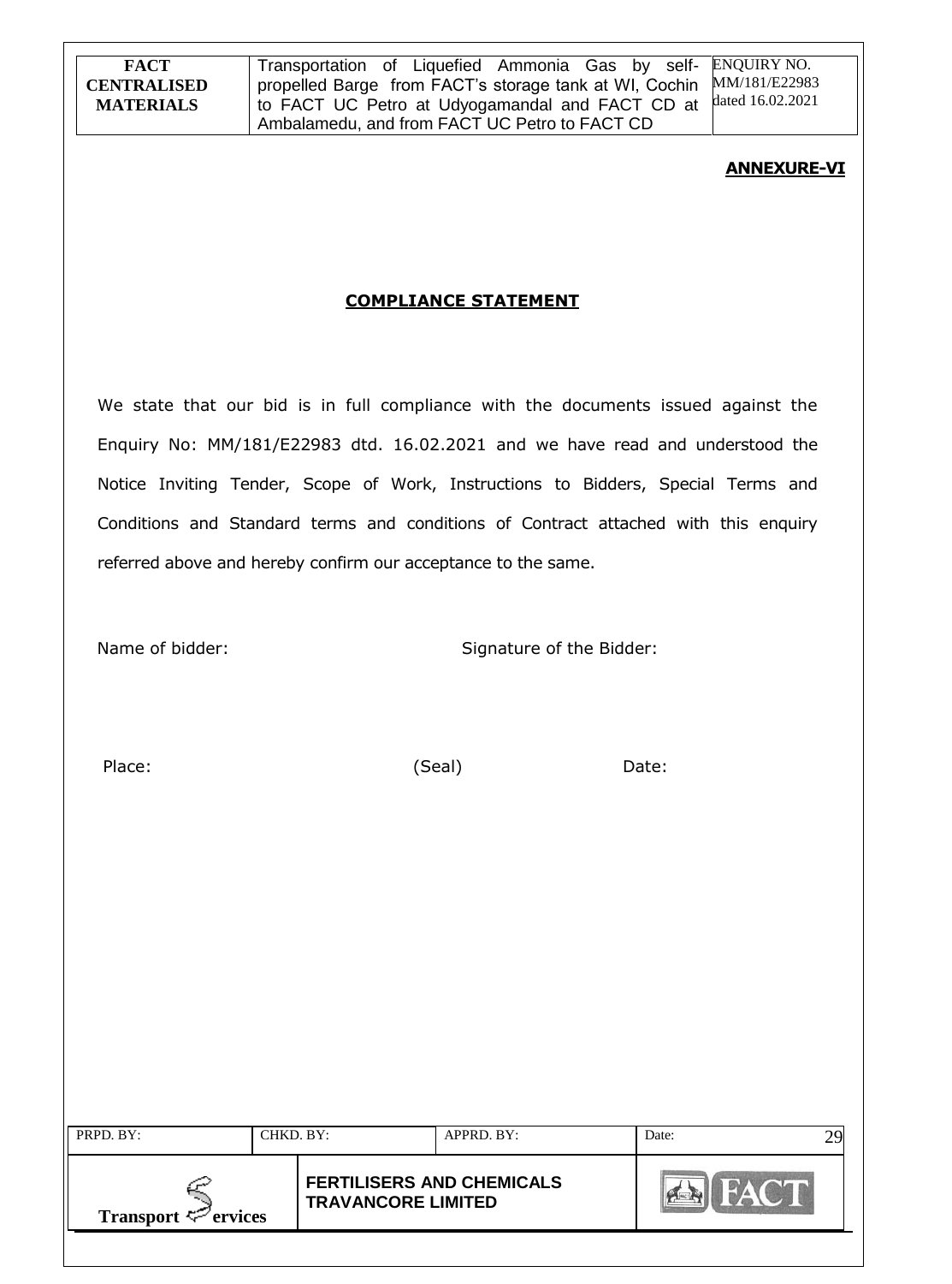**ANNEXURE-VI**

**COMPLIANCE STATEMENT**

We state that our bid is in full compliance with the documents issued against the Enquiry No: MM/181/E22983 dtd. 16.02.2021 and we have read and understood the Notice Inviting Tender, Scope of Work, Instructions to Bidders, Special Terms and Conditions and Standard terms and conditions of Contract attached with this enquiry referred above and hereby confirm our acceptance to the same.

Name of bidder: Signature of the Bidder:

Place: (Seal) Date: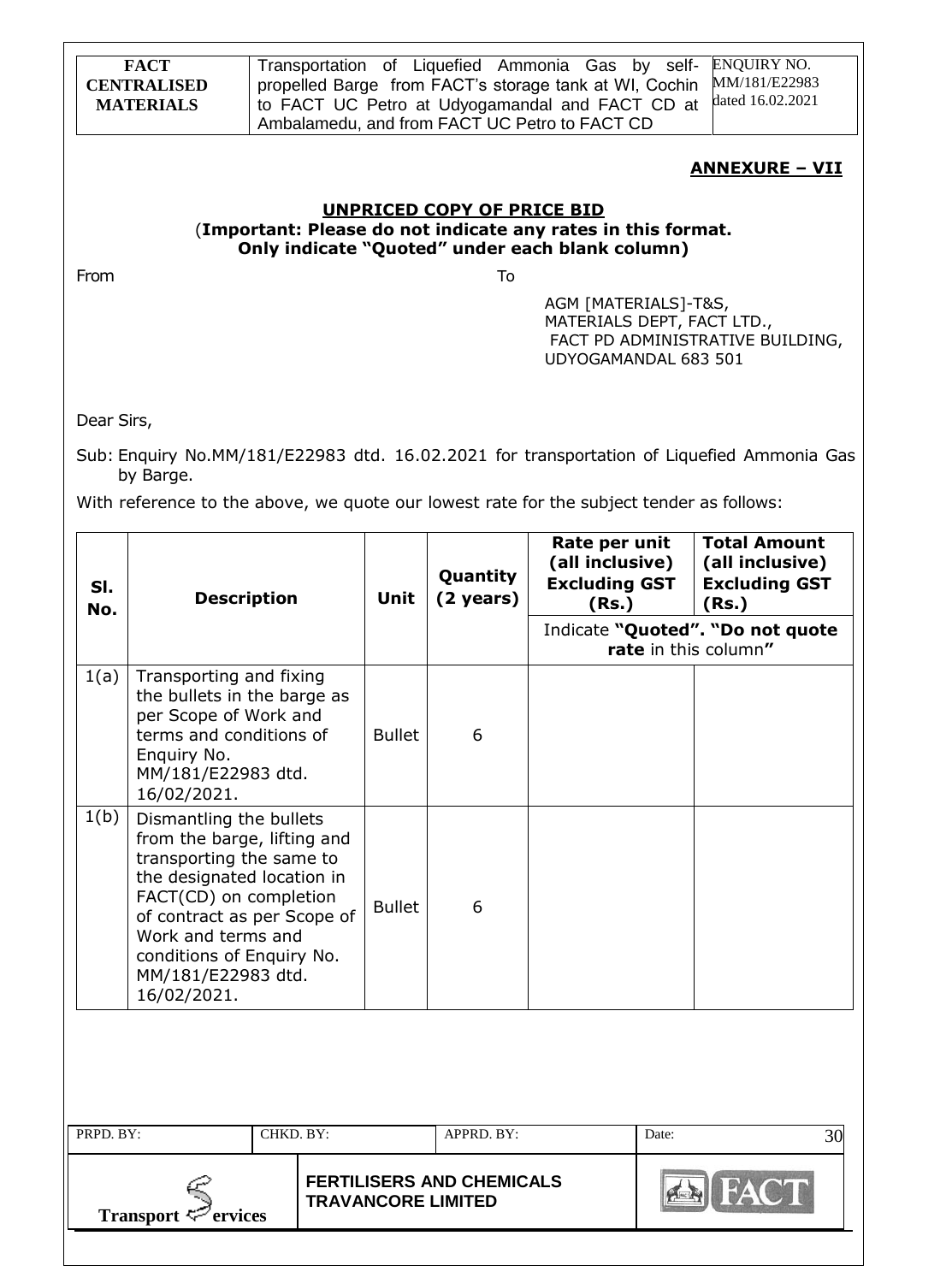## ANNEXURE – VII

### UNPRICED COPY OF PRICE BID

(**Important: Please do not indicate any rates in this format. Only indicate "Quoted" under each blank column)**

From

To

AGM [MATERIALS]-T&S,
MATERIALS DEPT, FACT LTD.,
FACT PD ADMINISTRATIVE BUILDING,
UDYOGAMANDAL 683 501

Dear Sirs,

Sub: Enquiry No.MM/181/E22983 dtd. 16.02.2021 for transportation of Liquefied Ammonia Gas by Barge.

With reference to the above, we quote our lowest rate for the subject tender as follows:

| Sl. No. | Description | Unit | Quantity (2 years) | Rate per unit (all inclusive) Excluding GST (Rs.) | Total Amount (all inclusive) Excluding GST (Rs.) |
|---|---|---|---|---|---|
| | | | | Indicate **"Quoted". "Do not quote rate** in this column**"** | |
| 1(a) | Transporting and fixing the bullets in the barge as per Scope of Work and terms and conditions of Enquiry No. MM/181/E22983 dtd. 16/02/2021. | Bullet | 6 | | |
| 1(b) | Dismantling the bullets from the barge, lifting and transporting the same to the designated location in FACT(CD) on completion of contract as per Scope of Work and terms and conditions of Enquiry No. MM/181/E22983 dtd. 16/02/2021. | Bullet | 6 | | |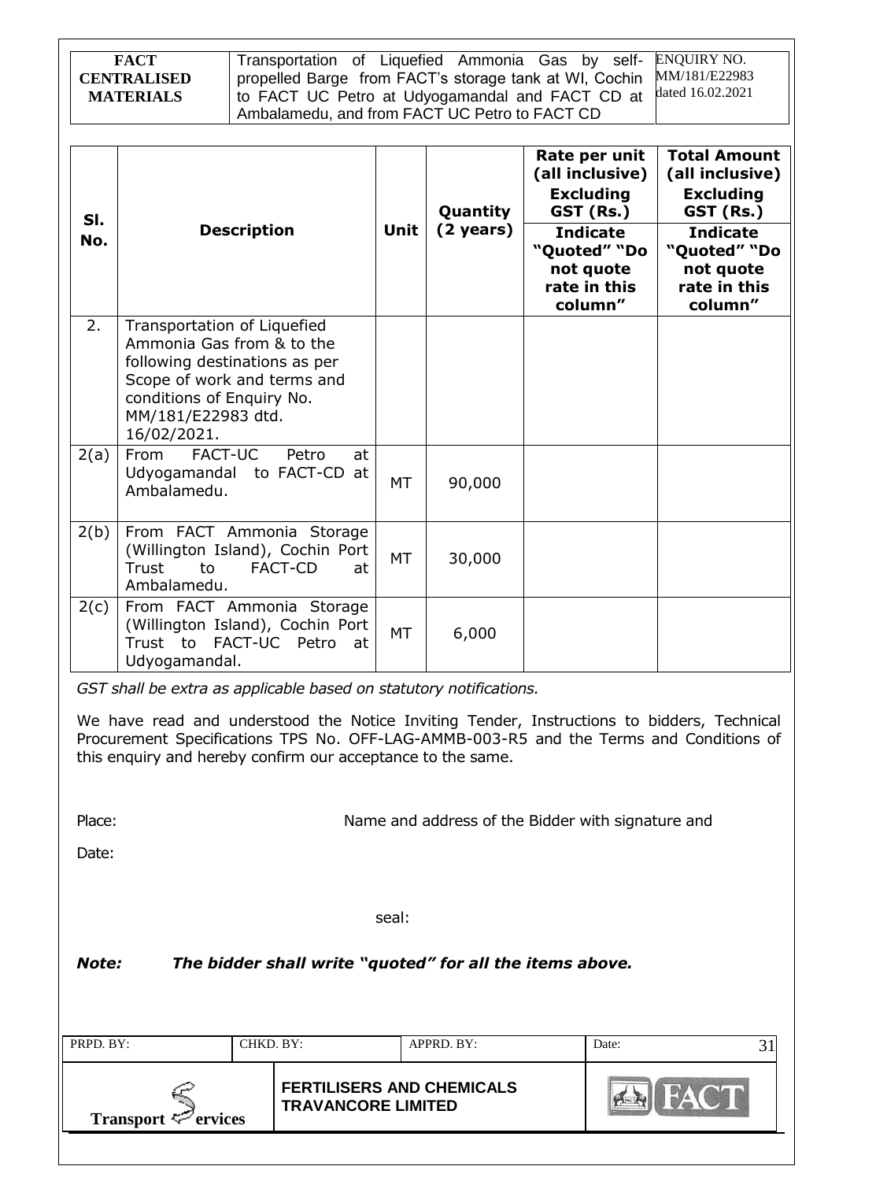| FACT CENTRALISED MATERIALS | Transportation of Liquefied Ammonia Gas by self-propelled Barge from FACT's storage tank at WI, Cochin to FACT UC Petro at Udyogamandal and FACT CD at Ambalamedu, and from FACT UC Petro to FACT CD | ENQUIRY NO. MM/181/E22983 dated 16.02.2021 |
|---|---|---|

| Sl. No. | Description | Unit | Quantity (2 years) | Rate per unit (all inclusive) Excluding GST (Rs.) Indicate "Quoted" "Do not quote rate in this column" | Total Amount (all inclusive) Excluding GST (Rs.) Indicate "Quoted" "Do not quote rate in this column" |
|---|---|---|---|---|---|
| 2. | Transportation of Liquefied Ammonia Gas from & to the following destinations as per Scope of work and terms and conditions of Enquiry No. MM/181/E22983 dtd. 16/02/2021. | | | | |
| 2(a) | From FACT-UC Petro at Udyogamandal to FACT-CD at Ambalamedu. | MT | 90,000 | | |
| 2(b) | From FACT Ammonia Storage (Willington Island), Cochin Port Trust to FACT-CD at Ambalamedu. | MT | 30,000 | | |
| 2(c) | From FACT Ammonia Storage (Willington Island), Cochin Port Trust to FACT-UC Petro at Udyogamandal. | MT | 6,000 | | |

*GST shall be extra as applicable based on statutory notifications.*

We have read and understood the Notice Inviting Tender, Instructions to bidders, Technical Procurement Specifications TPS No. OFF-LAG-AMMB-003-R5 and the Terms and Conditions of this enquiry and hereby confirm our acceptance to the same.

Place: Name and address of the Bidder with signature and

Date:

seal:

***Note: The bidder shall write "quoted" for all the items above.***

| PRPD. BY: | CHKD. BY: | APPRD. BY: | Date: |
|---|---|---|---|
| Transport Services | FERTILISERS AND CHEMICALS TRAVANCORE LIMITED | | FACT |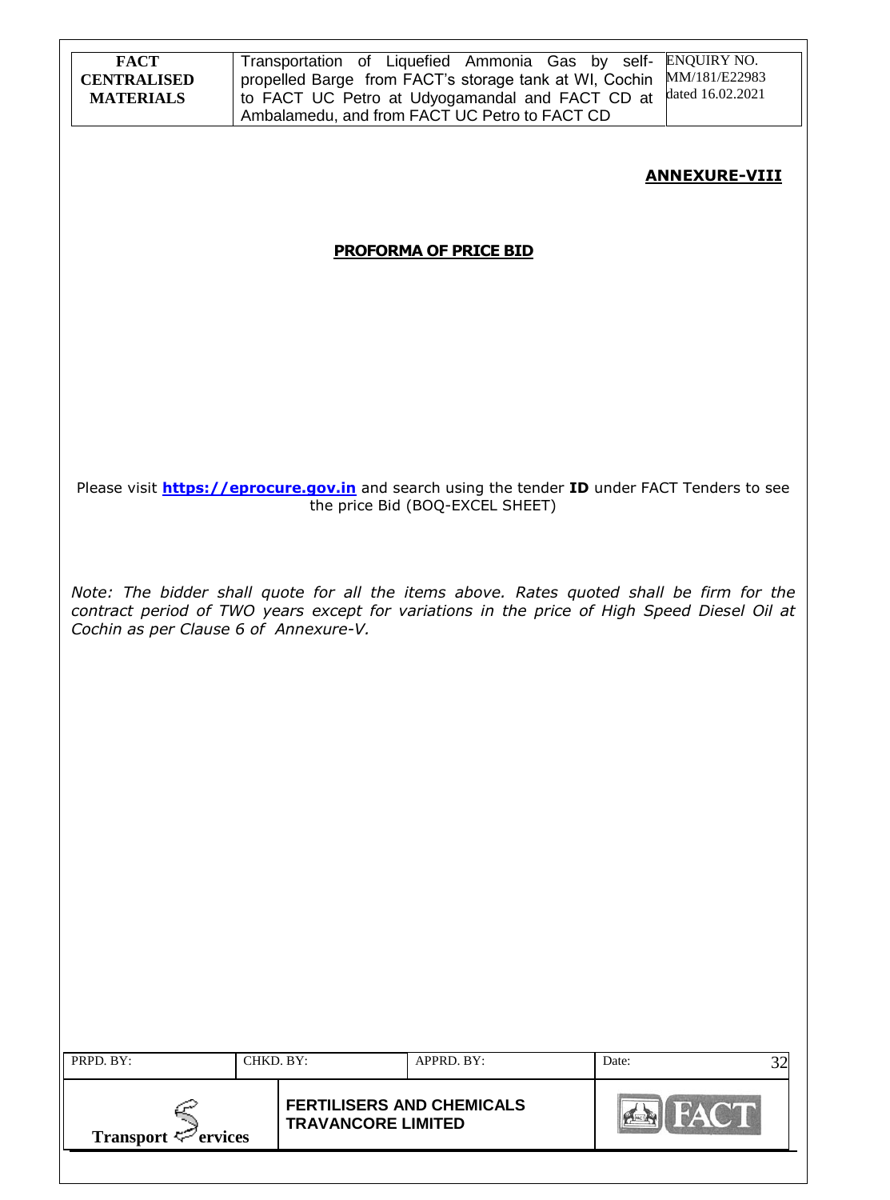## ANNEXURE-VIII

### PROFORMA OF PRICE BID

Please visit **https://eprocure.gov.in** and search using the tender **ID** under FACT Tenders to see the price Bid (BOQ-EXCEL SHEET)

*Note: The bidder shall quote for all the items above. Rates quoted shall be firm for the contract period of TWO years except for variations in the price of High Speed Diesel Oil at Cochin as per Clause 6 of Annexure-V.*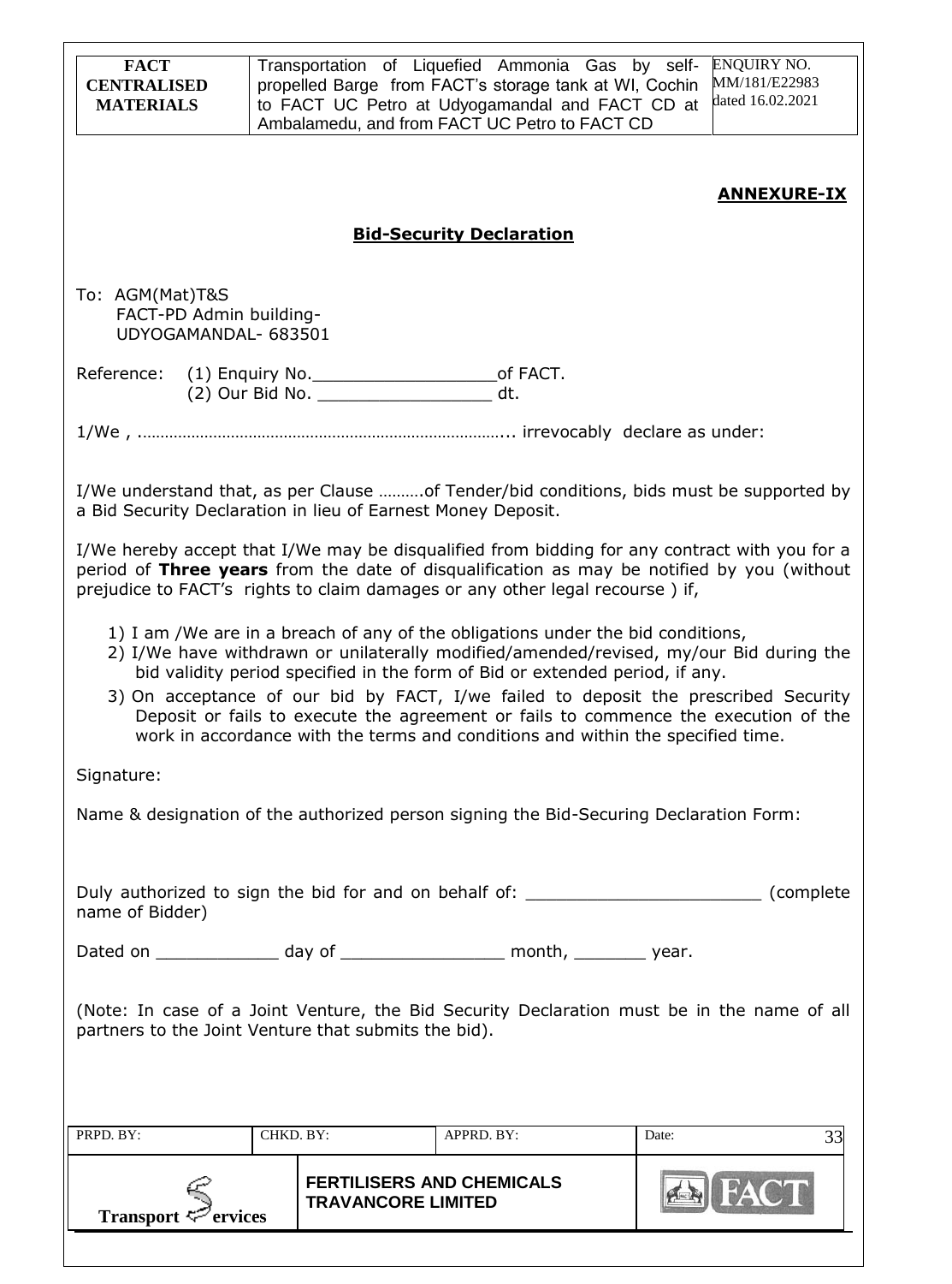## ANNEXURE-IX

### Bid-Security Declaration

To: AGM(Mat)T&S
FACT-PD Admin building-
UDYOGAMANDAL- 683501

Reference: (1) Enquiry No.__________________of FACT.
(2) Our Bid No. _________________ dt.

1/We , ………………………………………………………………………... irrevocably declare as under:

I/We understand that, as per Clause ……….of Tender/bid conditions, bids must be supported by a Bid Security Declaration in lieu of Earnest Money Deposit.

I/We hereby accept that I/We may be disqualified from bidding for any contract with you for a period of **Three years** from the date of disqualification as may be notified by you (without prejudice to FACT's rights to claim damages or any other legal recourse ) if,

1) I am /We are in a breach of any of the obligations under the bid conditions,
2) I/We have withdrawn or unilaterally modified/amended/revised, my/our Bid during the bid validity period specified in the form of Bid or extended period, if any.
3) On acceptance of our bid by FACT, I/we failed to deposit the prescribed Security Deposit or fails to execute the agreement or fails to commence the execution of the work in accordance with the terms and conditions and within the specified time.

Signature:

Name & designation of the authorized person signing the Bid-Securing Declaration Form:

Duly authorized to sign the bid for and on behalf of: _______________________ (complete name of Bidder)

Dated on ____________ day of ________________ month, _______ year.

(Note: In case of a Joint Venture, the Bid Security Declaration must be in the name of all partners to the Joint Venture that submits the bid).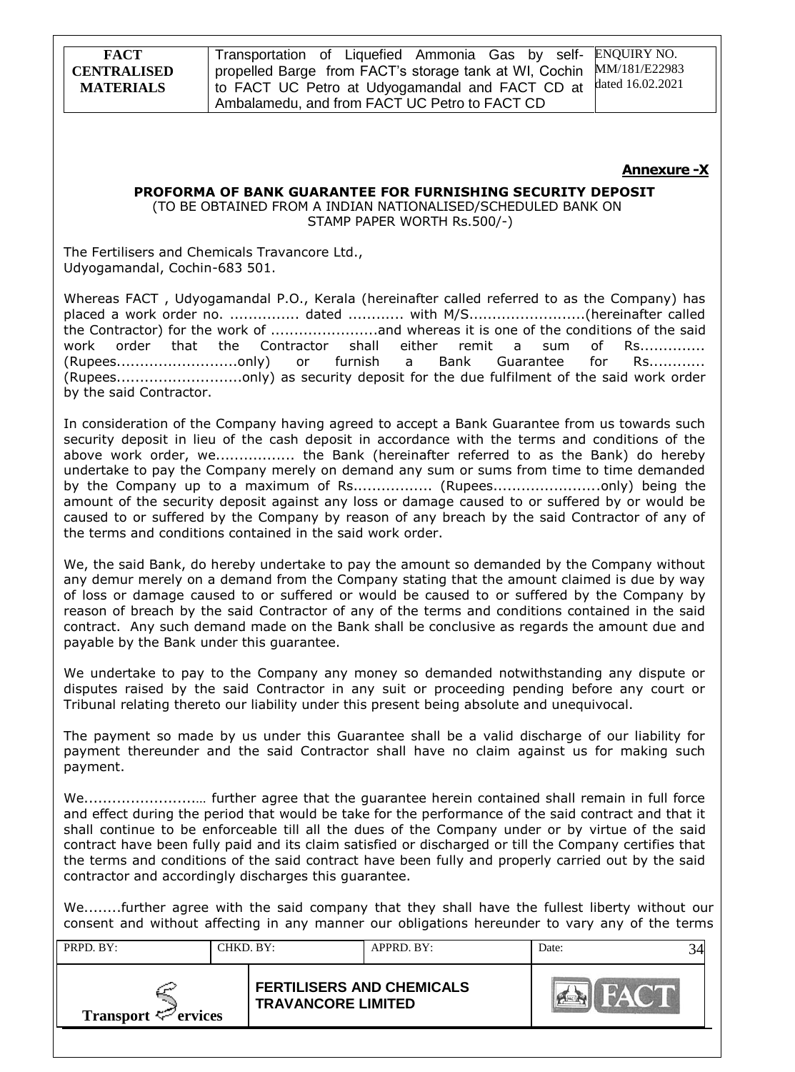**Annexure -X**

**PROFORMA OF BANK GUARANTEE FOR FURNISHING SECURITY DEPOSIT**
(TO BE OBTAINED FROM A INDIAN NATIONALISED/SCHEDULED BANK ON STAMP PAPER WORTH Rs.500/-)

The Fertilisers and Chemicals Travancore Ltd.,
Udyogamandal, Cochin-683 501.

Whereas FACT , Udyogamandal P.O., Kerala (hereinafter called referred to as the Company) has placed a work order no. ............... dated ............ with M/S.........................(hereinafter called the Contractor) for the work of .......................and whereas it is one of the conditions of the said work order that the Contractor shall either remit a sum of Rs............. (Rupees..........................only) or furnish a Bank Guarantee for Rs............ (Rupees...........................only) as security deposit for the due fulfilment of the said work order by the said Contractor.

In consideration of the Company having agreed to accept a Bank Guarantee from us towards such security deposit in lieu of the cash deposit in accordance with the terms and conditions of the above work order, we................. the Bank (hereinafter referred to as the Bank) do hereby undertake to pay the Company merely on demand any sum or sums from time to time demanded by the Company up to a maximum of Rs................. (Rupees.......................only) being the amount of the security deposit against any loss or damage caused to or suffered by or would be caused to or suffered by the Company by reason of any breach by the said Contractor of any of the terms and conditions contained in the said work order.

We, the said Bank, do hereby undertake to pay the amount so demanded by the Company without any demur merely on a demand from the Company stating that the amount claimed is due by way of loss or damage caused to or suffered or would be caused to or suffered by the Company by reason of breach by the said Contractor of any of the terms and conditions contained in the said contract. Any such demand made on the Bank shall be conclusive as regards the amount due and payable by the Bank under this guarantee.

We undertake to pay to the Company any money so demanded notwithstanding any dispute or disputes raised by the said Contractor in any suit or proceeding pending before any court or Tribunal relating thereto our liability under this present being absolute and unequivocal.

The payment so made by us under this Guarantee shall be a valid discharge of our liability for payment thereunder and the said Contractor shall have no claim against us for making such payment.

We.........................… further agree that the guarantee herein contained shall remain in full force and effect during the period that would be take for the performance of the said contract and that it shall continue to be enforceable till all the dues of the Company under or by virtue of the said contract have been fully paid and its claim satisfied or discharged or till the Company certifies that the terms and conditions of the said contract have been fully and properly carried out by the said contractor and accordingly discharges this guarantee.

We........further agree with the said company that they shall have the fullest liberty without our consent and without affecting in any manner our obligations hereunder to vary any of the terms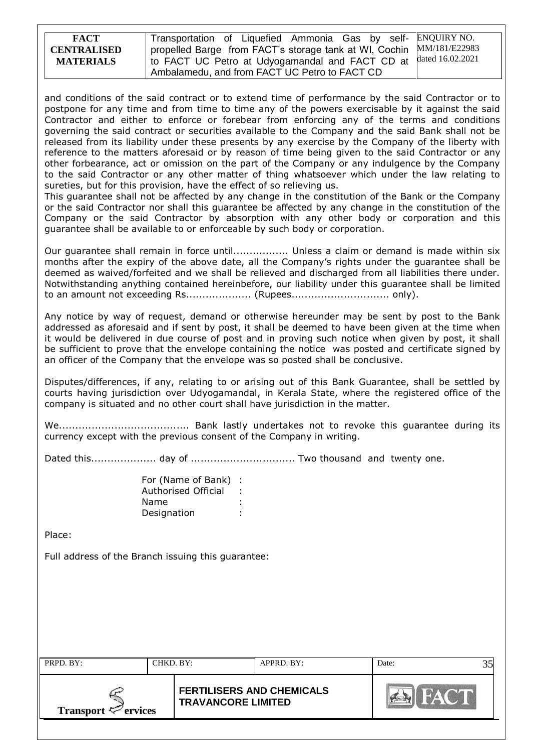and conditions of the said contract or to extend time of performance by the said Contractor or to postpone for any time and from time to time any of the powers exercisable by it against the said Contractor and either to enforce or forebear from enforcing any of the terms and conditions governing the said contract or securities available to the Company and the said Bank shall not be released from its liability under these presents by any exercise by the Company of the liberty with reference to the matters aforesaid or by reason of time being given to the said Contractor or any other forbearance, act or omission on the part of the Company or any indulgence by the Company to the said Contractor or any other matter of thing whatsoever which under the law relating to sureties, but for this provision, have the effect of so relieving us.

This guarantee shall not be affected by any change in the constitution of the Bank or the Company or the said Contractor nor shall this guarantee be affected by any change in the constitution of the Company or the said Contractor by absorption with any other body or corporation and this guarantee shall be available to or enforceable by such body or corporation.

Our guarantee shall remain in force until................. Unless a claim or demand is made within six months after the expiry of the above date, all the Company's rights under the guarantee shall be deemed as waived/forfeited and we shall be relieved and discharged from all liabilities there under. Notwithstanding anything contained hereinbefore, our liability under this guarantee shall be limited to an amount not exceeding Rs.................... (Rupees.............................. only).

Any notice by way of request, demand or otherwise hereunder may be sent by post to the Bank addressed as aforesaid and if sent by post, it shall be deemed to have been given at the time when it would be delivered in due course of post and in proving such notice when given by post, it shall be sufficient to prove that the envelope containing the notice was posted and certificate signed by an officer of the Company that the envelope was so posted shall be conclusive.

Disputes/differences, if any, relating to or arising out of this Bank Guarantee, shall be settled by courts having jurisdiction over Udyogamandal, in Kerala State, where the registered office of the company is situated and no other court shall have jurisdiction in the matter.

We........................................ Bank lastly undertakes not to revoke this guarantee during its currency except with the previous consent of the Company in writing.

Dated this.................... day of ................................ Two thousand and twenty one.

For (Name of Bank) :
Authorised Official :
Name :
Designation :

Place:

Full address of the Branch issuing this guarantee: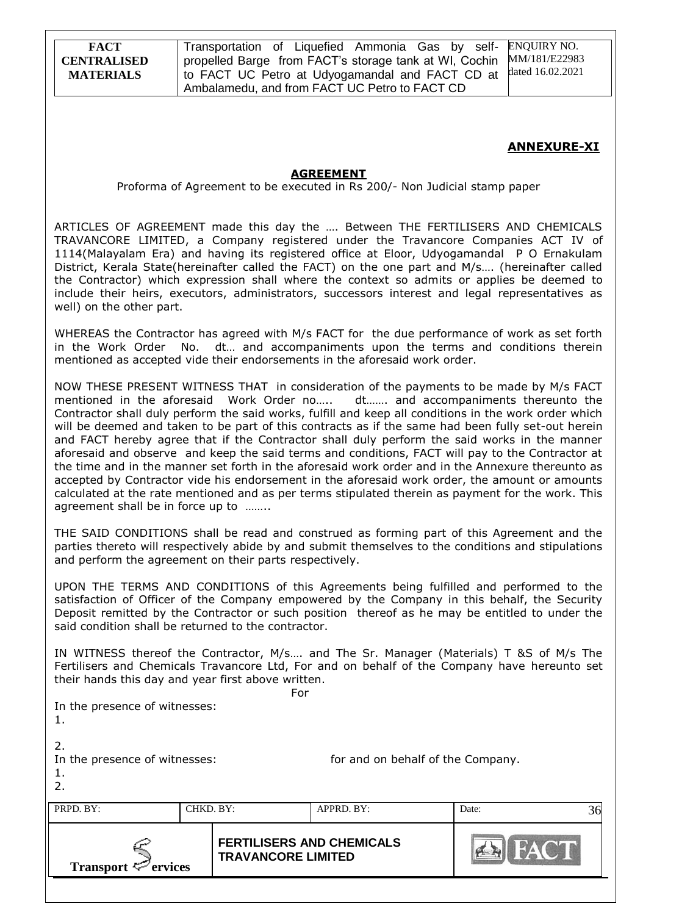## ANNEXURE-XI

### AGREEMENT

Proforma of Agreement to be executed in Rs 200/- Non Judicial stamp paper

ARTICLES OF AGREEMENT made this day the …. Between THE FERTILISERS AND CHEMICALS TRAVANCORE LIMITED, a Company registered under the Travancore Companies ACT IV of 1114(Malayalam Era) and having its registered office at Eloor, Udyogamandal P O Ernakulam District, Kerala State(hereinafter called the FACT) on the one part and M/s…. (hereinafter called the Contractor) which expression shall where the context so admits or applies be deemed to include their heirs, executors, administrators, successors interest and legal representatives as well) on the other part.

WHEREAS the Contractor has agreed with M/s FACT for the due performance of work as set forth in the Work Order No. dt… and accompaniments upon the terms and conditions therein mentioned as accepted vide their endorsements in the aforesaid work order.

NOW THESE PRESENT WITNESS THAT in consideration of the payments to be made by M/s FACT mentioned in the aforesaid Work Order no….. dt……. and accompaniments thereunto the Contractor shall duly perform the said works, fulfill and keep all conditions in the work order which will be deemed and taken to be part of this contracts as if the same had been fully set-out herein and FACT hereby agree that if the Contractor shall duly perform the said works in the manner aforesaid and observe and keep the said terms and conditions, FACT will pay to the Contractor at the time and in the manner set forth in the aforesaid work order and in the Annexure thereunto as accepted by Contractor vide his endorsement in the aforesaid work order, the amount or amounts calculated at the rate mentioned and as per terms stipulated therein as payment for the work. This agreement shall be in force up to ……..

THE SAID CONDITIONS shall be read and construed as forming part of this Agreement and the parties thereto will respectively abide by and submit themselves to the conditions and stipulations and perform the agreement on their parts respectively.

UPON THE TERMS AND CONDITIONS of this Agreements being fulfilled and performed to the satisfaction of Officer of the Company empowered by the Company in this behalf, the Security Deposit remitted by the Contractor or such position thereof as he may be entitled to under the said condition shall be returned to the contractor.

IN WITNESS thereof the Contractor, M/s…. and The Sr. Manager (Materials) T &S of M/s The Fertilisers and Chemicals Travancore Ltd, For and on behalf of the Company have hereunto set their hands this day and year first above written.

For

In the presence of witnesses:

1.

2.

In the presence of witnesses: for and on behalf of the Company.

1.

2.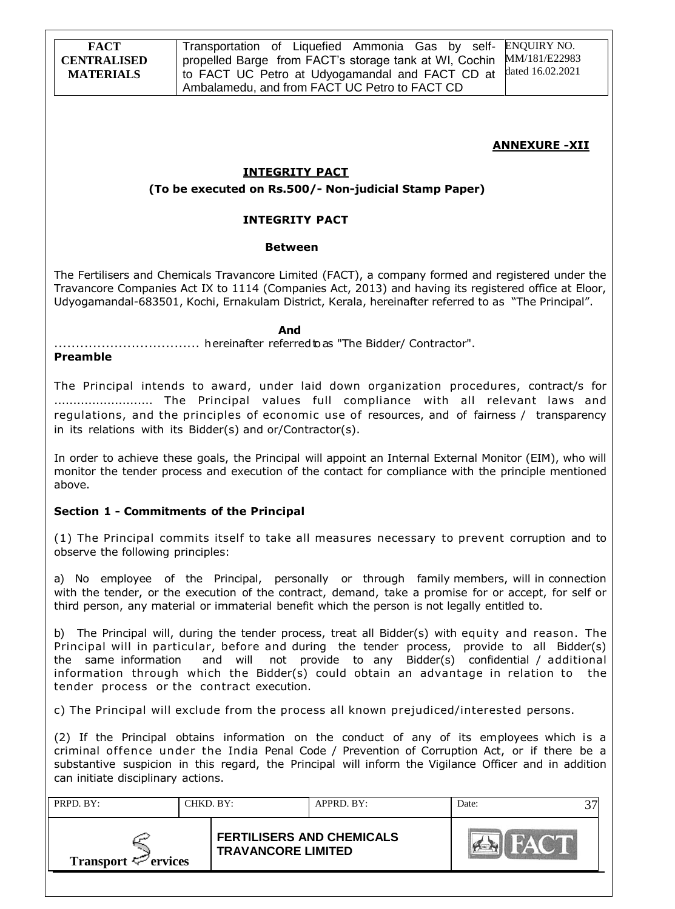**ANNEXURE -XII**

**INTEGRITY PACT**

**(To be executed on Rs.500/- Non-judicial Stamp Paper)**

**INTEGRITY PACT**

**Between**

The Fertilisers and Chemicals Travancore Limited (FACT), a company formed and registered under the Travancore Companies Act IX to 1114 (Companies Act, 2013) and having its registered office at Eloor, Udyogamandal-683501, Kochi, Ernakulam District, Kerala, hereinafter referred to as "The Principal".

**And**

.................................. hereinafter referred to as "The Bidder/ Contractor".

**Preamble**

The Principal intends to award, under laid down organization procedures, contract/s for .......................... The Principal values full compliance with all relevant laws and regulations, and the principles of economic use of resources, and of fairness / transparency in its relations with its Bidder(s) and or/Contractor(s).

In order to achieve these goals, the Principal will appoint an Internal External Monitor (EIM), who will monitor the tender process and execution of the contact for compliance with the principle mentioned above.

**Section 1 - Commitments of the Principal**

(1) The Principal commits itself to take all measures necessary to prevent corruption and to observe the following principles:

a) No employee of the Principal, personally or through family members, will in connection with the tender, or the execution of the contract, demand, take a promise for or accept, for self or third person, any material or immaterial benefit which the person is not legally entitled to.

b) The Principal will, during the tender process, treat all Bidder(s) with equity and reason. The Principal will in particular, before and during the tender process, provide to all Bidder(s) the same information and will not provide to any Bidder(s) confidential / additional information through which the Bidder(s) could obtain an advantage in relation to the tender process or the contract execution.

c) The Principal will exclude from the process all known prejudiced/interested persons.

(2) If the Principal obtains information on the conduct of any of its employees which is a criminal offence under the India Penal Code / Prevention of Corruption Act, or if there be a substantive suspicion in this regard, the Principal will inform the Vigilance Officer and in addition can initiate disciplinary actions.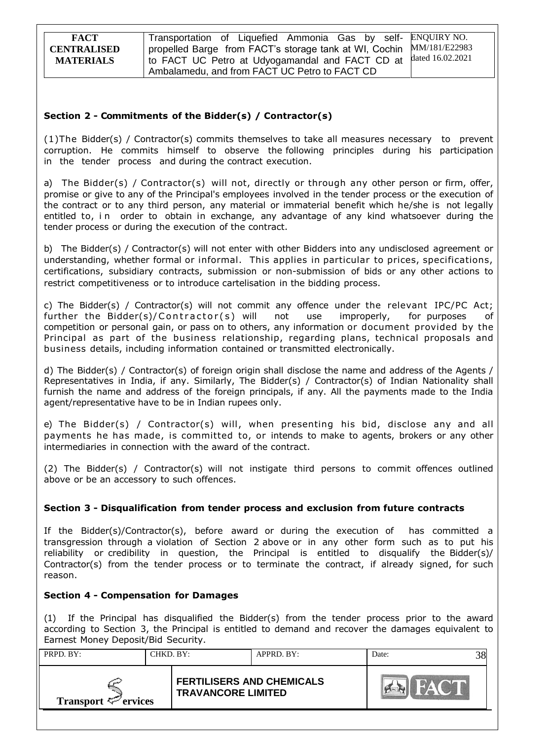## Section 2 - Commitments of the Bidder(s) / Contractor(s)

(1)The Bidder(s) / Contractor(s) commits themselves to take all measures necessary to prevent corruption. He commits himself to observe the following principles during his participation in the tender process and during the contract execution.

a) The Bidder(s) / Contractor(s) will not, directly or through any other person or firm, offer, promise or give to any of the Principal's employees involved in the tender process or the execution of the contract or to any third person, any material or immaterial benefit which he/she is not legally entitled to, in order to obtain in exchange, any advantage of any kind whatsoever during the tender process or during the execution of the contract.

b) The Bidder(s) / Contractor(s) will not enter with other Bidders into any undisclosed agreement or understanding, whether formal or informal. This applies in particular to prices, specifications, certifications, subsidiary contracts, submission or non-submission of bids or any other actions to restrict competitiveness or to introduce cartelisation in the bidding process.

c) The Bidder(s) / Contractor(s) will not commit any offence under the relevant IPC/PC Act; further the Bidder(s)/Contractor(s) will not use improperly, for purposes of competition or personal gain, or pass on to others, any information or document provided by the Principal as part of the business relationship, regarding plans, technical proposals and business details, including information contained or transmitted electronically.

d) The Bidder(s) / Contractor(s) of foreign origin shall disclose the name and address of the Agents / Representatives in India, if any. Similarly, The Bidder(s) / Contractor(s) of Indian Nationality shall furnish the name and address of the foreign principals, if any. All the payments made to the India agent/representative have to be in Indian rupees only.

e) The Bidder(s) / Contractor(s) will, when presenting his bid, disclose any and all payments he has made, is committed to, or intends to make to agents, brokers or any other intermediaries in connection with the award of the contract.

(2) The Bidder(s) / Contractor(s) will not instigate third persons to commit offences outlined above or be an accessory to such offences.

## Section 3 - Disqualification from tender process and exclusion from future contracts

If the Bidder(s)/Contractor(s), before award or during the execution of has committed a transgression through a violation of Section 2 above or in any other form such as to put his reliability or credibility in question, the Principal is entitled to disqualify the Bidder(s)/ Contractor(s) from the tender process or to terminate the contract, if already signed, for such reason.

## Section 4 - Compensation for Damages

(1) If the Principal has disqualified the Bidder(s) from the tender process prior to the award according to Section 3, the Principal is entitled to demand and recover the damages equivalent to Earnest Money Deposit/Bid Security.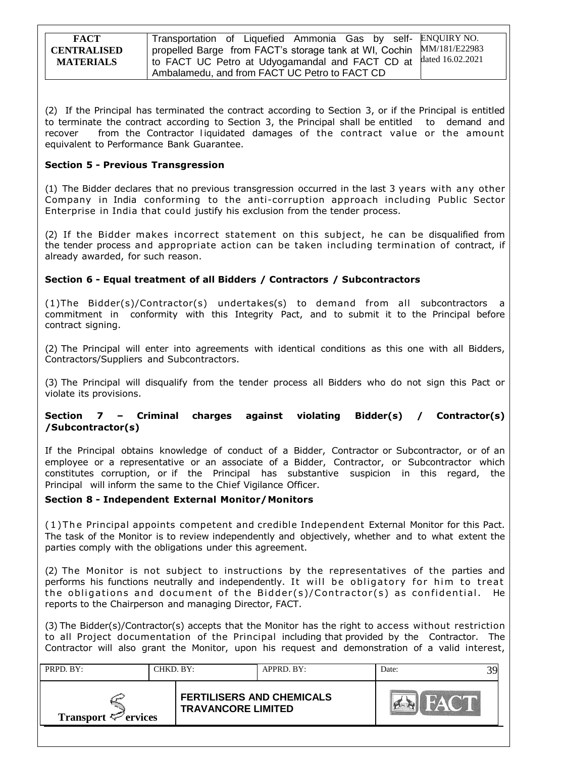(2) If the Principal has terminated the contract according to Section 3, or if the Principal is entitled to terminate the contract according to Section 3, the Principal shall be entitled to demand and recover from the Contractor liquidated damages of the contract value or the amount equivalent to Performance Bank Guarantee.

**Section 5 - Previous Transgression**

(1) The Bidder declares that no previous transgression occurred in the last 3 years with any other Company in India conforming to the anti-corruption approach including Public Sector Enterprise in India that could justify his exclusion from the tender process.

(2) If the Bidder makes incorrect statement on this subject, he can be disqualified from the tender process and appropriate action can be taken including termination of contract, if already awarded, for such reason.

**Section 6 - Equal treatment of all Bidders / Contractors / Subcontractors**

(1)The Bidder(s)/Contractor(s) undertakes(s) to demand from all subcontractors a commitment in conformity with this Integrity Pact, and to submit it to the Principal before contract signing.

(2) The Principal will enter into agreements with identical conditions as this one with all Bidders, Contractors/Suppliers and Subcontractors.

(3) The Principal will disqualify from the tender process all Bidders who do not sign this Pact or violate its provisions.

**Section 7 – Criminal charges against violating Bidder(s) / Contractor(s) /Subcontractor(s)**

If the Principal obtains knowledge of conduct of a Bidder, Contractor or Subcontractor, or of an employee or a representative or an associate of a Bidder, Contractor, or Subcontractor which constitutes corruption, or if the Principal has substantive suspicion in this regard, the Principal will inform the same to the Chief Vigilance Officer.

**Section 8 - Independent External Monitor/Monitors**

(1)The Principal appoints competent and credible Independent External Monitor for this Pact. The task of the Monitor is to review independently and objectively, whether and to what extent the parties comply with the obligations under this agreement.

(2) The Monitor is not subject to instructions by the representatives of the parties and performs his functions neutrally and independently. It will be obligatory for him to treat the obligations and document of the Bidder(s)/Contractor(s) as confidential. He reports to the Chairperson and managing Director, FACT.

(3) The Bidder(s)/Contractor(s) accepts that the Monitor has the right to access without restriction to all Project documentation of the Principal including that provided by the Contractor. The Contractor will also grant the Monitor, upon his request and demonstration of a valid interest,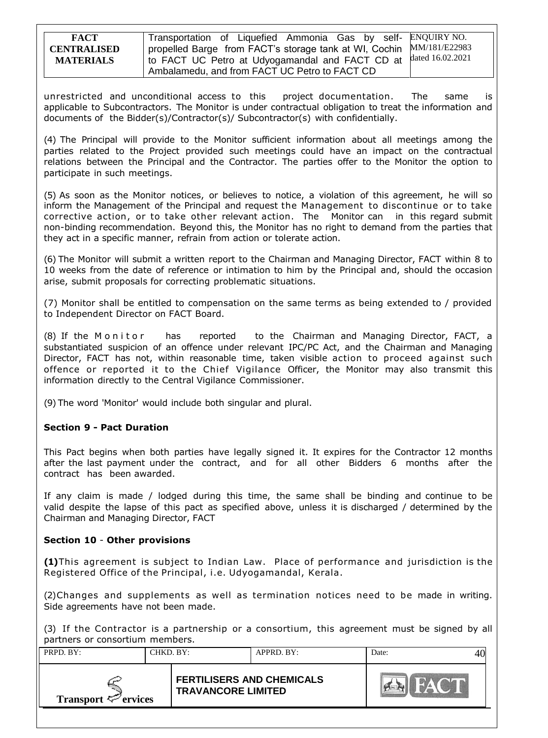unrestricted and unconditional access to this project documentation. The same is applicable to Subcontractors. The Monitor is under contractual obligation to treat the information and documents of the Bidder(s)/Contractor(s)/ Subcontractor(s) with confidentially.

(4) The Principal will provide to the Monitor sufficient information about all meetings among the parties related to the Project provided such meetings could have an impact on the contractual relations between the Principal and the Contractor. The parties offer to the Monitor the option to participate in such meetings.

(5) As soon as the Monitor notices, or believes to notice, a violation of this agreement, he will so inform the Management of the Principal and request the Management to discontinue or to take corrective action, or to take other relevant action. The Monitor can in this regard submit non-binding recommendation. Beyond this, the Monitor has no right to demand from the parties that they act in a specific manner, refrain from action or tolerate action.

(6) The Monitor will submit a written report to the Chairman and Managing Director, FACT within 8 to 10 weeks from the date of reference or intimation to him by the Principal and, should the occasion arise, submit proposals for correcting problematic situations.

(7) Monitor shall be entitled to compensation on the same terms as being extended to / provided to Independent Director on FACT Board.

(8) If the Monitor has reported to the Chairman and Managing Director, FACT, a substantiated suspicion of an offence under relevant IPC/PC Act, and the Chairman and Managing Director, FACT has not, within reasonable time, taken visible action to proceed against such offence or reported it to the Chief Vigilance Officer, the Monitor may also transmit this information directly to the Central Vigilance Commissioner.

(9) The word 'Monitor' would include both singular and plural.

**Section 9 - Pact Duration**

This Pact begins when both parties have legally signed it. It expires for the Contractor 12 months after the last payment under the contract, and for all other Bidders 6 months after the contract has been awarded.

If any claim is made / lodged during this time, the same shall be binding and continue to be valid despite the lapse of this pact as specified above, unless it is discharged / determined by the Chairman and Managing Director, FACT

**Section 10 - Other provisions**

**(1)** This agreement is subject to Indian Law. Place of performance and jurisdiction is the Registered Office of the Principal, i.e. Udyogamandal, Kerala.

(2) Changes and supplements as well as termination notices need to be made in writing. Side agreements have not been made.

(3) If the Contractor is a partnership or a consortium, this agreement must be signed by all partners or consortium members.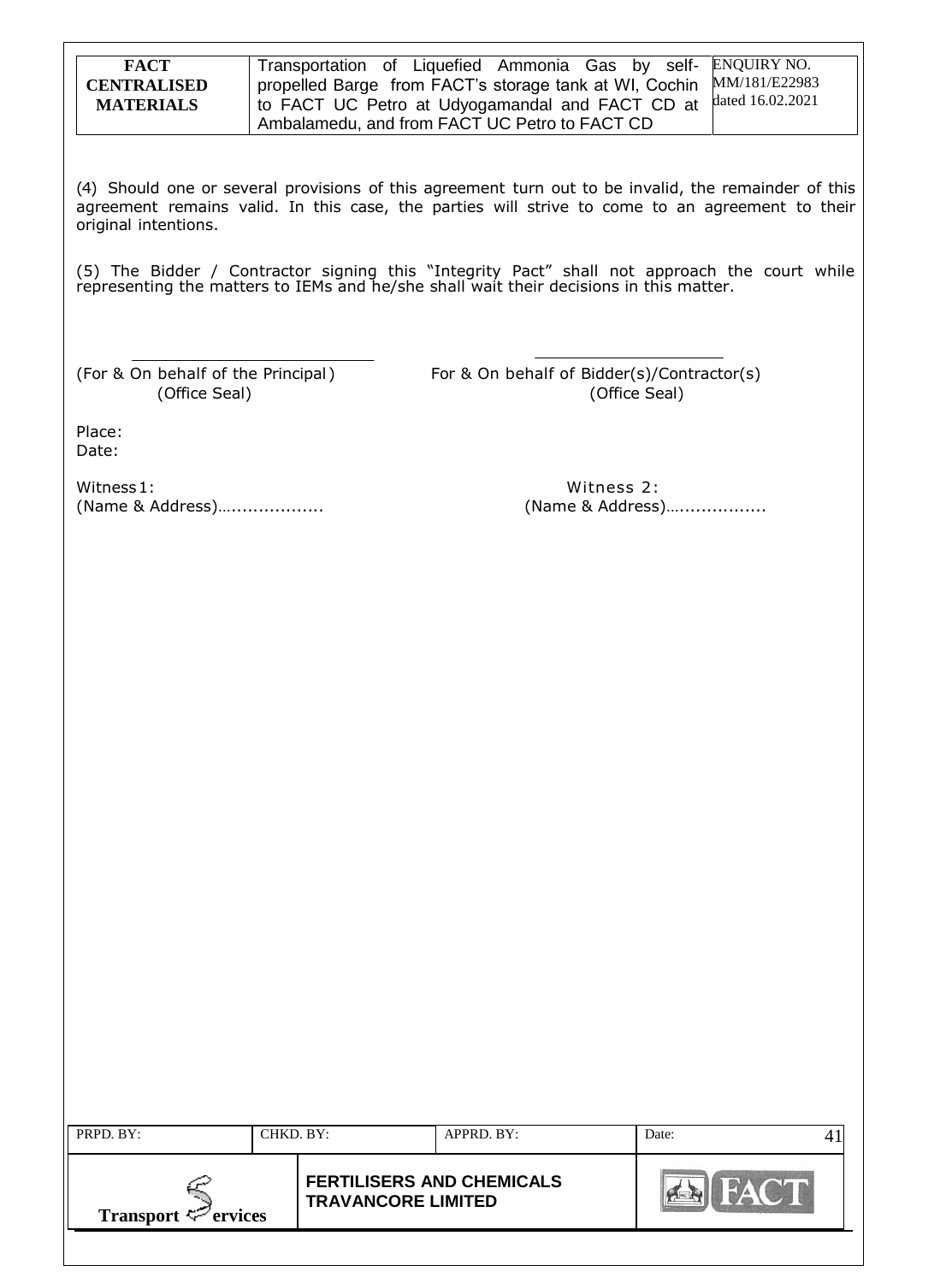(4) Should one or several provisions of this agreement turn out to be invalid, the remainder of this agreement remains valid. In this case, the parties will strive to come to an agreement to their original intentions.

(5) The Bidder / Contractor signing this "Integrity Pact" shall not approach the court while representing the matters to IEMs and he/she shall wait their decisions in this matter.

| | |
|---|---|
| (For & On behalf of the Principal) | For & On behalf of Bidder(s)/Contractor(s) |
| (Office Seal) | (Office Seal) |

Place:
Date:

| | |
|---|---|
| Witness 1: | Witness 2: |
| (Name & Address)……………….. | (Name & Address)……………….. |